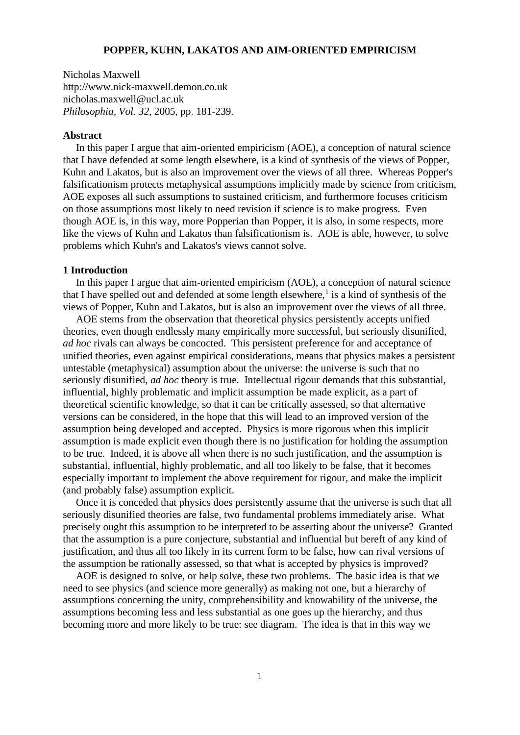# POPPER, KUHN, LAKATOS AND AIM-ORIENTED EMPIRICISM

Nicholas Maxwell
http://www.nick-maxwell.demon.co.uk
nicholas.maxwell@ucl.ac.uk
*Philosophia, Vol. 32*, 2005, pp. 181-239.

## Abstract

In this paper I argue that aim-oriented empiricism (AOE), a conception of natural science that I have defended at some length elsewhere, is a kind of synthesis of the views of Popper, Kuhn and Lakatos, but is also an improvement over the views of all three. Whereas Popper's falsificationism protects metaphysical assumptions implicitly made by science from criticism, AOE exposes all such assumptions to sustained criticism, and furthermore focuses criticism on those assumptions most likely to need revision if science is to make progress. Even though AOE is, in this way, more Popperian than Popper, it is also, in some respects, more like the views of Kuhn and Lakatos than falsificationism is. AOE is able, however, to solve problems which Kuhn's and Lakatos's views cannot solve.

## 1 Introduction

In this paper I argue that aim-oriented empiricism (AOE), a conception of natural science that I have spelled out and defended at some length elsewhere,[1] is a kind of synthesis of the views of Popper, Kuhn and Lakatos, but is also an improvement over the views of all three.

AOE stems from the observation that theoretical physics persistently accepts unified theories, even though endlessly many empirically more successful, but seriously disunified, *ad hoc* rivals can always be concocted. This persistent preference for and acceptance of unified theories, even against empirical considerations, means that physics makes a persistent untestable (metaphysical) assumption about the universe: the universe is such that no seriously disunified, *ad hoc* theory is true. Intellectual rigour demands that this substantial, influential, highly problematic and implicit assumption be made explicit, as a part of theoretical scientific knowledge, so that it can be critically assessed, so that alternative versions can be considered, in the hope that this will lead to an improved version of the assumption being developed and accepted. Physics is more rigorous when this implicit assumption is made explicit even though there is no justification for holding the assumption to be true. Indeed, it is above all when there is no such justification, and the assumption is substantial, influential, highly problematic, and all too likely to be false, that it becomes especially important to implement the above requirement for rigour, and make the implicit (and probably false) assumption explicit.

Once it is conceded that physics does persistently assume that the universe is such that all seriously disunified theories are false, two fundamental problems immediately arise. What precisely ought this assumption to be interpreted to be asserting about the universe? Granted that the assumption is a pure conjecture, substantial and influential but bereft of any kind of justification, and thus all too likely in its current form to be false, how can rival versions of the assumption be rationally assessed, so that what is accepted by physics is improved?

AOE is designed to solve, or help solve, these two problems. The basic idea is that we need to see physics (and science more generally) as making not one, but a hierarchy of assumptions concerning the unity, comprehensibility and knowability of the universe, the assumptions becoming less and less substantial as one goes up the hierarchy, and thus becoming more and more likely to be true: see diagram. The idea is that in this way we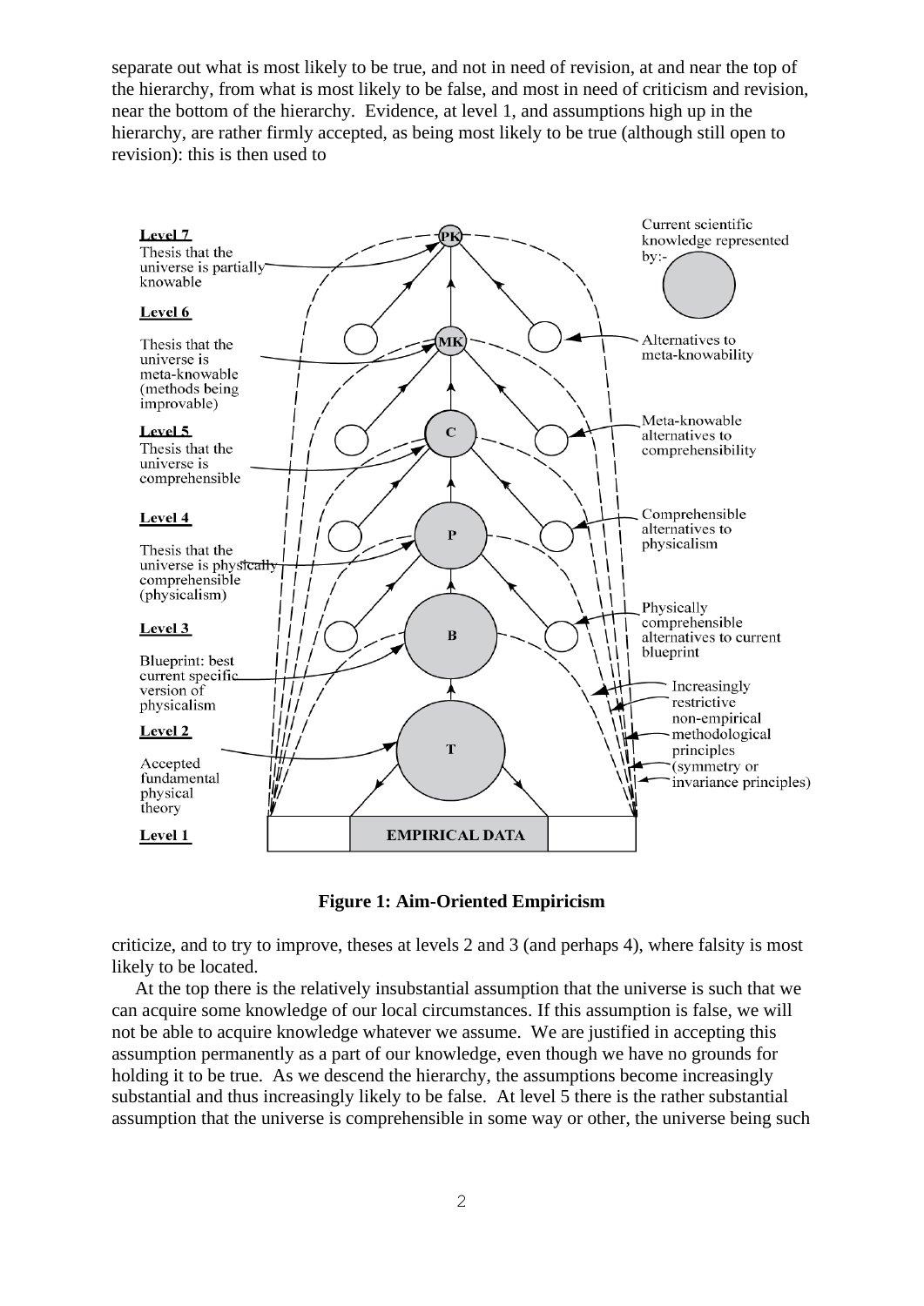separate out what is most likely to be true, and not in need of revision, at and near the top of the hierarchy, from what is most likely to be false, and most in need of criticism and revision, near the bottom of the hierarchy. Evidence, at level 1, and assumptions high up in the hierarchy, are rather firmly accepted, as being most likely to be true (although still open to revision): this is then used to

**Figure 1: Aim-Oriented Empiricism**

criticize, and to try to improve, theses at levels 2 and 3 (and perhaps 4), where falsity is most likely to be located.

At the top there is the relatively insubstantial assumption that the universe is such that we can acquire some knowledge of our local circumstances. If this assumption is false, we will not be able to acquire knowledge whatever we assume. We are justified in accepting this assumption permanently as a part of our knowledge, even though we have no grounds for holding it to be true. As we descend the hierarchy, the assumptions become increasingly substantial and thus increasingly likely to be false. At level 5 there is the rather substantial assumption that the universe is comprehensible in some way or other, the universe being such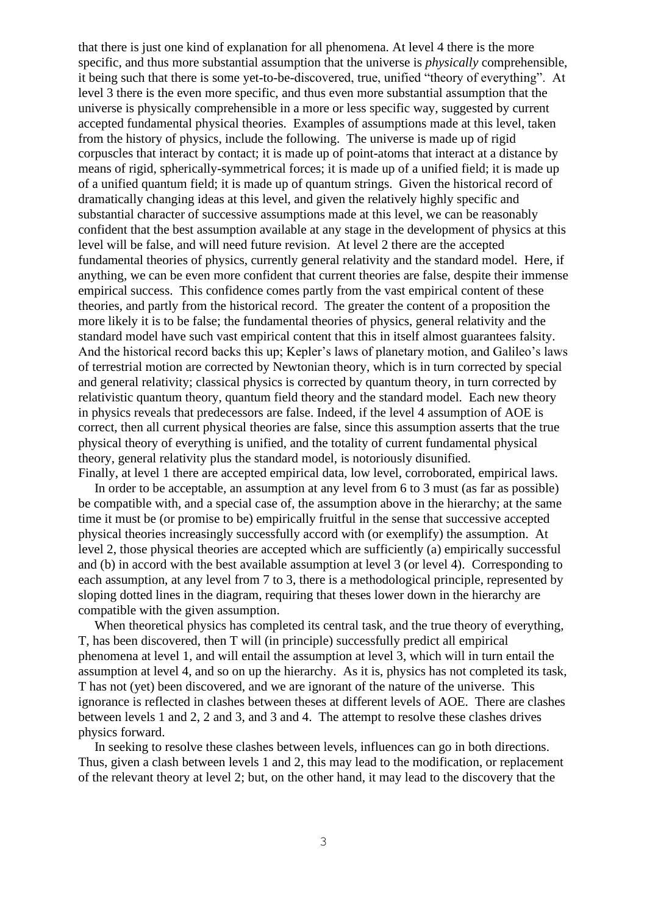that there is just one kind of explanation for all phenomena. At level 4 there is the more specific, and thus more substantial assumption that the universe is *physically* comprehensible, it being such that there is some yet-to-be-discovered, true, unified "theory of everything". At level 3 there is the even more specific, and thus even more substantial assumption that the universe is physically comprehensible in a more or less specific way, suggested by current accepted fundamental physical theories. Examples of assumptions made at this level, taken from the history of physics, include the following. The universe is made up of rigid corpuscles that interact by contact; it is made up of point-atoms that interact at a distance by means of rigid, spherically-symmetrical forces; it is made up of a unified field; it is made up of a unified quantum field; it is made up of quantum strings. Given the historical record of dramatically changing ideas at this level, and given the relatively highly specific and substantial character of successive assumptions made at this level, we can be reasonably confident that the best assumption available at any stage in the development of physics at this level will be false, and will need future revision. At level 2 there are the accepted fundamental theories of physics, currently general relativity and the standard model. Here, if anything, we can be even more confident that current theories are false, despite their immense empirical success. This confidence comes partly from the vast empirical content of these theories, and partly from the historical record. The greater the content of a proposition the more likely it is to be false; the fundamental theories of physics, general relativity and the standard model have such vast empirical content that this in itself almost guarantees falsity. And the historical record backs this up; Kepler's laws of planetary motion, and Galileo's laws of terrestrial motion are corrected by Newtonian theory, which is in turn corrected by special and general relativity; classical physics is corrected by quantum theory, in turn corrected by relativistic quantum theory, quantum field theory and the standard model. Each new theory in physics reveals that predecessors are false. Indeed, if the level 4 assumption of AOE is correct, then all current physical theories are false, since this assumption asserts that the true physical theory of everything is unified, and the totality of current fundamental physical theory, general relativity plus the standard model, is notoriously disunified.
Finally, at level 1 there are accepted empirical data, low level, corroborated, empirical laws.

In order to be acceptable, an assumption at any level from 6 to 3 must (as far as possible) be compatible with, and a special case of, the assumption above in the hierarchy; at the same time it must be (or promise to be) empirically fruitful in the sense that successive accepted physical theories increasingly successfully accord with (or exemplify) the assumption. At level 2, those physical theories are accepted which are sufficiently (a) empirically successful and (b) in accord with the best available assumption at level 3 (or level 4). Corresponding to each assumption, at any level from 7 to 3, there is a methodological principle, represented by sloping dotted lines in the diagram, requiring that theses lower down in the hierarchy are compatible with the given assumption.

When theoretical physics has completed its central task, and the true theory of everything, T, has been discovered, then T will (in principle) successfully predict all empirical phenomena at level 1, and will entail the assumption at level 3, which will in turn entail the assumption at level 4, and so on up the hierarchy. As it is, physics has not completed its task, T has not (yet) been discovered, and we are ignorant of the nature of the universe. This ignorance is reflected in clashes between theses at different levels of AOE. There are clashes between levels 1 and 2, 2 and 3, and 3 and 4. The attempt to resolve these clashes drives physics forward.

In seeking to resolve these clashes between levels, influences can go in both directions. Thus, given a clash between levels 1 and 2, this may lead to the modification, or replacement of the relevant theory at level 2; but, on the other hand, it may lead to the discovery that the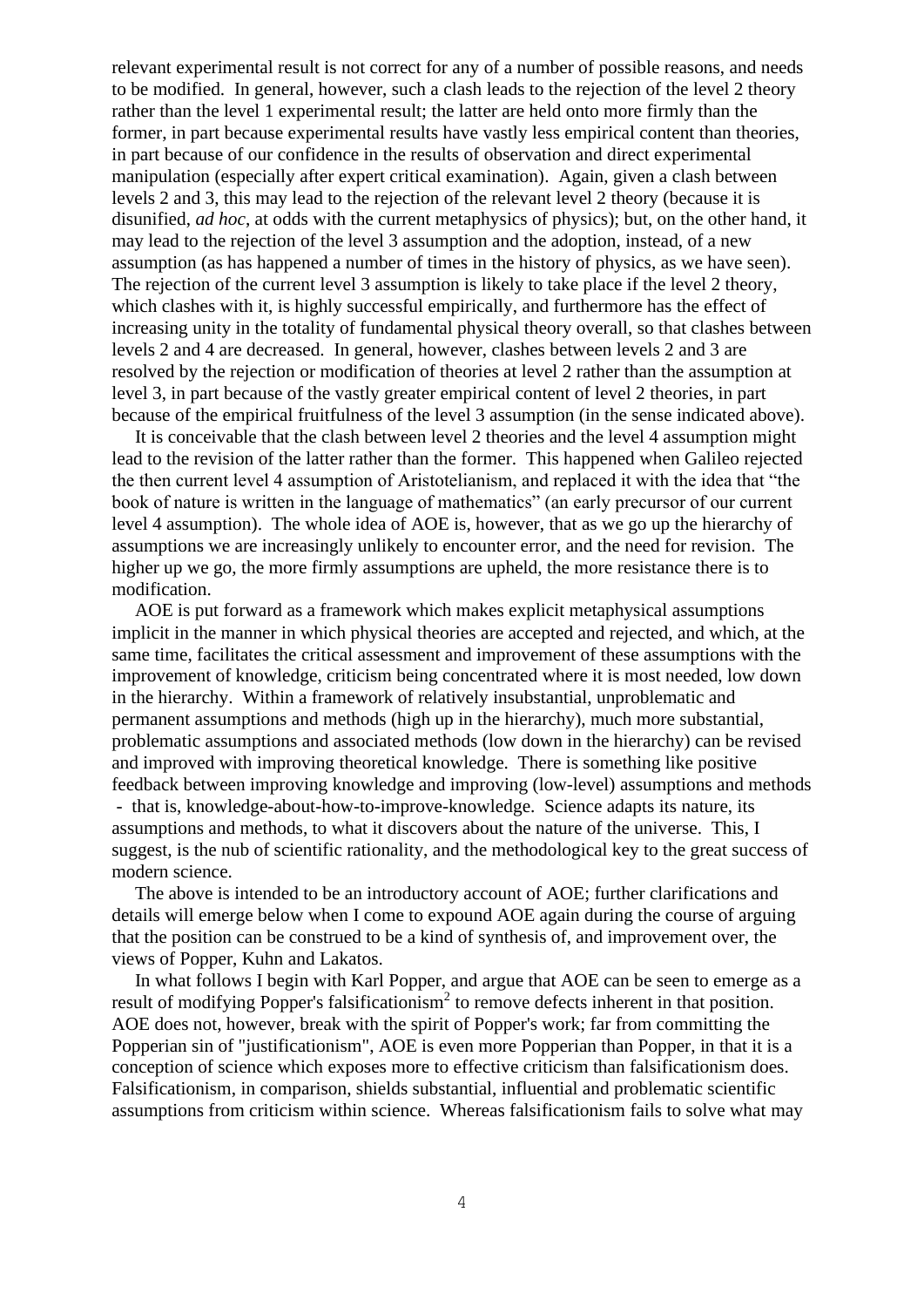relevant experimental result is not correct for any of a number of possible reasons, and needs to be modified. In general, however, such a clash leads to the rejection of the level 2 theory rather than the level 1 experimental result; the latter are held onto more firmly than the former, in part because experimental results have vastly less empirical content than theories, in part because of our confidence in the results of observation and direct experimental manipulation (especially after expert critical examination). Again, given a clash between levels 2 and 3, this may lead to the rejection of the relevant level 2 theory (because it is disunified, *ad hoc*, at odds with the current metaphysics of physics); but, on the other hand, it may lead to the rejection of the level 3 assumption and the adoption, instead, of a new assumption (as has happened a number of times in the history of physics, as we have seen). The rejection of the current level 3 assumption is likely to take place if the level 2 theory, which clashes with it, is highly successful empirically, and furthermore has the effect of increasing unity in the totality of fundamental physical theory overall, so that clashes between levels 2 and 4 are decreased. In general, however, clashes between levels 2 and 3 are resolved by the rejection or modification of theories at level 2 rather than the assumption at level 3, in part because of the vastly greater empirical content of level 2 theories, in part because of the empirical fruitfulness of the level 3 assumption (in the sense indicated above).

It is conceivable that the clash between level 2 theories and the level 4 assumption might lead to the revision of the latter rather than the former. This happened when Galileo rejected the then current level 4 assumption of Aristotelianism, and replaced it with the idea that "the book of nature is written in the language of mathematics" (an early precursor of our current level 4 assumption). The whole idea of AOE is, however, that as we go up the hierarchy of assumptions we are increasingly unlikely to encounter error, and the need for revision. The higher up we go, the more firmly assumptions are upheld, the more resistance there is to modification.

AOE is put forward as a framework which makes explicit metaphysical assumptions implicit in the manner in which physical theories are accepted and rejected, and which, at the same time, facilitates the critical assessment and improvement of these assumptions with the improvement of knowledge, criticism being concentrated where it is most needed, low down in the hierarchy. Within a framework of relatively insubstantial, unproblematic and permanent assumptions and methods (high up in the hierarchy), much more substantial, problematic assumptions and associated methods (low down in the hierarchy) can be revised and improved with improving theoretical knowledge. There is something like positive feedback between improving knowledge and improving (low-level) assumptions and methods - that is, knowledge-about-how-to-improve-knowledge. Science adapts its nature, its assumptions and methods, to what it discovers about the nature of the universe. This, I suggest, is the nub of scientific rationality, and the methodological key to the great success of modern science.

The above is intended to be an introductory account of AOE; further clarifications and details will emerge below when I come to expound AOE again during the course of arguing that the position can be construed to be a kind of synthesis of, and improvement over, the views of Popper, Kuhn and Lakatos.

In what follows I begin with Karl Popper, and argue that AOE can be seen to emerge as a result of modifying Popper's falsificationism[2] to remove defects inherent in that position. AOE does not, however, break with the spirit of Popper's work; far from committing the Popperian sin of "justificationism", AOE is even more Popperian than Popper, in that it is a conception of science which exposes more to effective criticism than falsificationism does. Falsificationism, in comparison, shields substantial, influential and problematic scientific assumptions from criticism within science. Whereas falsificationism fails to solve what may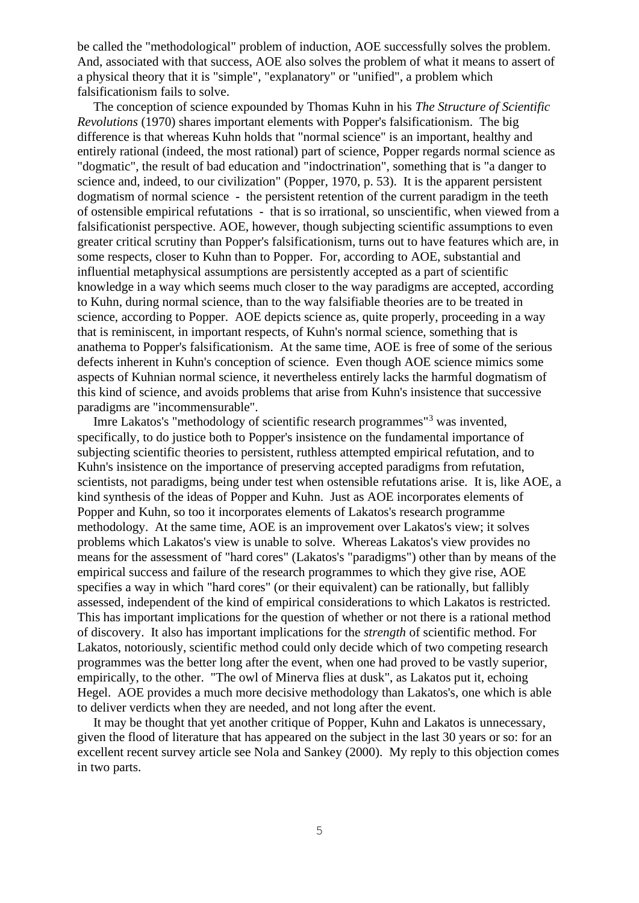be called the "methodological" problem of induction, AOE successfully solves the problem. And, associated with that success, AOE also solves the problem of what it means to assert of a physical theory that it is "simple", "explanatory" or "unified", a problem which falsificationism fails to solve.

The conception of science expounded by Thomas Kuhn in his *The Structure of Scientific Revolutions* (1970) shares important elements with Popper's falsificationism. The big difference is that whereas Kuhn holds that "normal science" is an important, healthy and entirely rational (indeed, the most rational) part of science, Popper regards normal science as "dogmatic", the result of bad education and "indoctrination", something that is "a danger to science and, indeed, to our civilization" (Popper, 1970, p. 53). It is the apparent persistent dogmatism of normal science - the persistent retention of the current paradigm in the teeth of ostensible empirical refutations - that is so irrational, so unscientific, when viewed from a falsificationist perspective. AOE, however, though subjecting scientific assumptions to even greater critical scrutiny than Popper's falsificationism, turns out to have features which are, in some respects, closer to Kuhn than to Popper. For, according to AOE, substantial and influential metaphysical assumptions are persistently accepted as a part of scientific knowledge in a way which seems much closer to the way paradigms are accepted, according to Kuhn, during normal science, than to the way falsifiable theories are to be treated in science, according to Popper. AOE depicts science as, quite properly, proceeding in a way that is reminiscent, in important respects, of Kuhn's normal science, something that is anathema to Popper's falsificationism. At the same time, AOE is free of some of the serious defects inherent in Kuhn's conception of science. Even though AOE science mimics some aspects of Kuhnian normal science, it nevertheless entirely lacks the harmful dogmatism of this kind of science, and avoids problems that arise from Kuhn's insistence that successive paradigms are "incommensurable".

Imre Lakatos's "methodology of scientific research programmes"[3] was invented, specifically, to do justice both to Popper's insistence on the fundamental importance of subjecting scientific theories to persistent, ruthless attempted empirical refutation, and to Kuhn's insistence on the importance of preserving accepted paradigms from refutation, scientists, not paradigms, being under test when ostensible refutations arise. It is, like AOE, a kind synthesis of the ideas of Popper and Kuhn. Just as AOE incorporates elements of Popper and Kuhn, so too it incorporates elements of Lakatos's research programme methodology. At the same time, AOE is an improvement over Lakatos's view; it solves problems which Lakatos's view is unable to solve. Whereas Lakatos's view provides no means for the assessment of "hard cores" (Lakatos's "paradigms") other than by means of the empirical success and failure of the research programmes to which they give rise, AOE specifies a way in which "hard cores" (or their equivalent) can be rationally, but fallibly assessed, independent of the kind of empirical considerations to which Lakatos is restricted. This has important implications for the question of whether or not there is a rational method of discovery. It also has important implications for the *strength* of scientific method. For Lakatos, notoriously, scientific method could only decide which of two competing research programmes was the better long after the event, when one had proved to be vastly superior, empirically, to the other. "The owl of Minerva flies at dusk", as Lakatos put it, echoing Hegel. AOE provides a much more decisive methodology than Lakatos's, one which is able to deliver verdicts when they are needed, and not long after the event.

It may be thought that yet another critique of Popper, Kuhn and Lakatos is unnecessary, given the flood of literature that has appeared on the subject in the last 30 years or so: for an excellent recent survey article see Nola and Sankey (2000). My reply to this objection comes in two parts.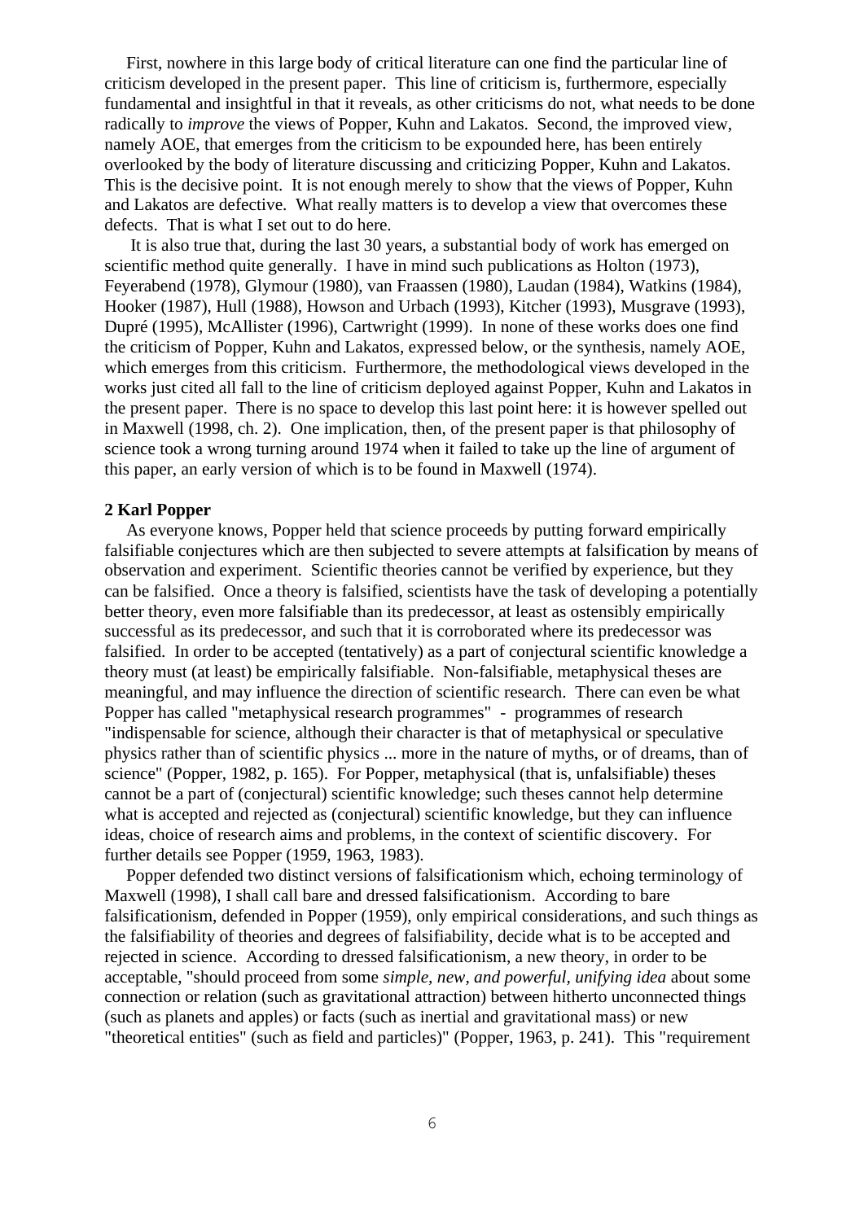First, nowhere in this large body of critical literature can one find the particular line of criticism developed in the present paper. This line of criticism is, furthermore, especially fundamental and insightful in that it reveals, as other criticisms do not, what needs to be done radically to *improve* the views of Popper, Kuhn and Lakatos. Second, the improved view, namely AOE, that emerges from the criticism to be expounded here, has been entirely overlooked by the body of literature discussing and criticizing Popper, Kuhn and Lakatos. This is the decisive point. It is not enough merely to show that the views of Popper, Kuhn and Lakatos are defective. What really matters is to develop a view that overcomes these defects. That is what I set out to do here.

It is also true that, during the last 30 years, a substantial body of work has emerged on scientific method quite generally. I have in mind such publications as Holton (1973), Feyerabend (1978), Glymour (1980), van Fraassen (1980), Laudan (1984), Watkins (1984), Hooker (1987), Hull (1988), Howson and Urbach (1993), Kitcher (1993), Musgrave (1993), Dupré (1995), McAllister (1996), Cartwright (1999). In none of these works does one find the criticism of Popper, Kuhn and Lakatos, expressed below, or the synthesis, namely AOE, which emerges from this criticism. Furthermore, the methodological views developed in the works just cited all fall to the line of criticism deployed against Popper, Kuhn and Lakatos in the present paper. There is no space to develop this last point here: it is however spelled out in Maxwell (1998, ch. 2). One implication, then, of the present paper is that philosophy of science took a wrong turning around 1974 when it failed to take up the line of argument of this paper, an early version of which is to be found in Maxwell (1974).

## 2 Karl Popper

As everyone knows, Popper held that science proceeds by putting forward empirically falsifiable conjectures which are then subjected to severe attempts at falsification by means of observation and experiment. Scientific theories cannot be verified by experience, but they can be falsified. Once a theory is falsified, scientists have the task of developing a potentially better theory, even more falsifiable than its predecessor, at least as ostensibly empirically successful as its predecessor, and such that it is corroborated where its predecessor was falsified. In order to be accepted (tentatively) as a part of conjectural scientific knowledge a theory must (at least) be empirically falsifiable. Non-falsifiable, metaphysical theses are meaningful, and may influence the direction of scientific research. There can even be what Popper has called "metaphysical research programmes" - programmes of research "indispensable for science, although their character is that of metaphysical or speculative physics rather than of scientific physics ... more in the nature of myths, or of dreams, than of science" (Popper, 1982, p. 165). For Popper, metaphysical (that is, unfalsifiable) theses cannot be a part of (conjectural) scientific knowledge; such theses cannot help determine what is accepted and rejected as (conjectural) scientific knowledge, but they can influence ideas, choice of research aims and problems, in the context of scientific discovery. For further details see Popper (1959, 1963, 1983).

Popper defended two distinct versions of falsificationism which, echoing terminology of Maxwell (1998), I shall call bare and dressed falsificationism. According to bare falsificationism, defended in Popper (1959), only empirical considerations, and such things as the falsifiability of theories and degrees of falsifiability, decide what is to be accepted and rejected in science. According to dressed falsificationism, a new theory, in order to be acceptable, "should proceed from some *simple, new, and powerful, unifying idea* about some connection or relation (such as gravitational attraction) between hitherto unconnected things (such as planets and apples) or facts (such as inertial and gravitational mass) or new "theoretical entities" (such as field and particles)" (Popper, 1963, p. 241). This "requirement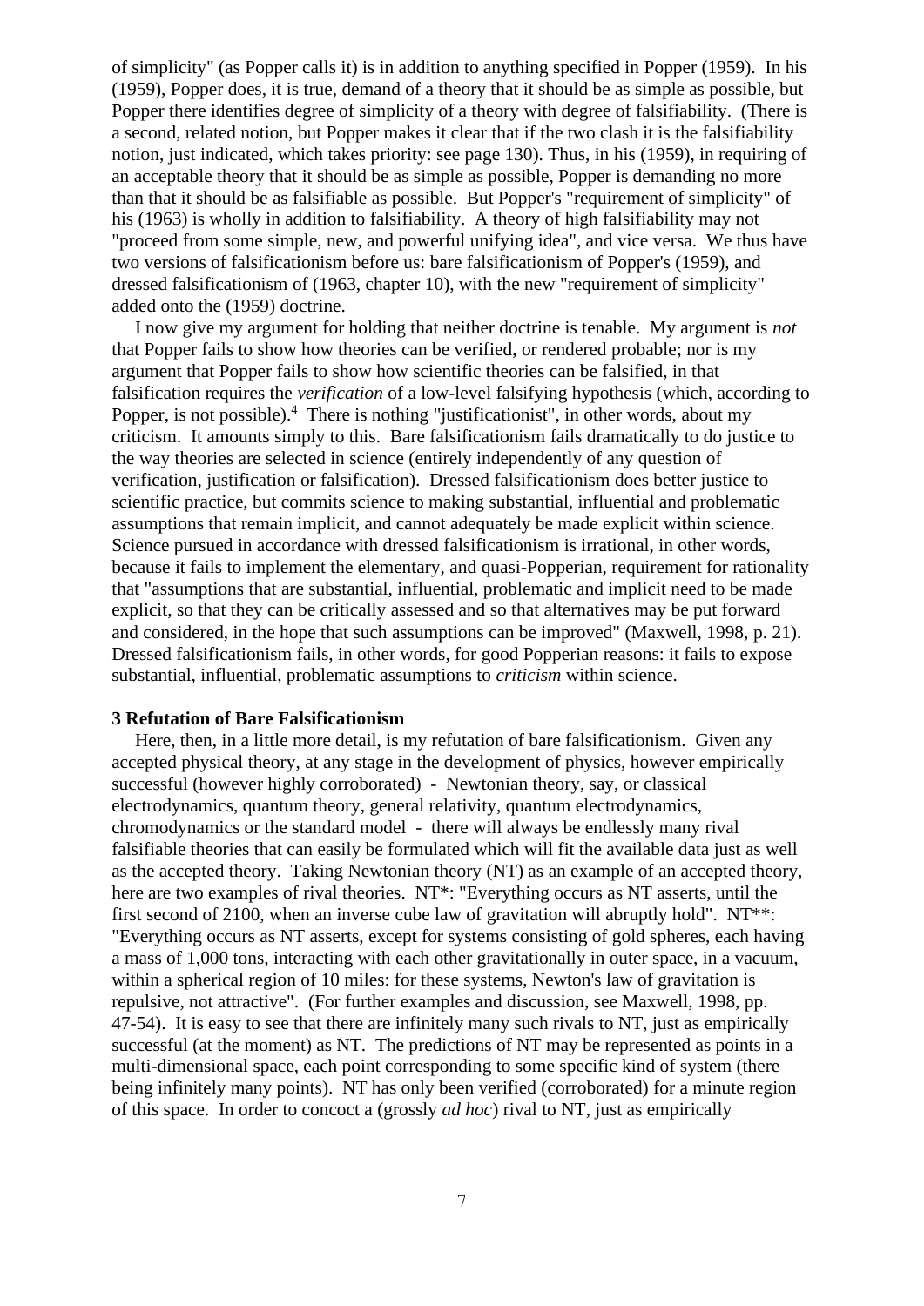of simplicity" (as Popper calls it) is in addition to anything specified in Popper (1959). In his (1959), Popper does, it is true, demand of a theory that it should be as simple as possible, but Popper there identifies degree of simplicity of a theory with degree of falsifiability. (There is a second, related notion, but Popper makes it clear that if the two clash it is the falsifiability notion, just indicated, which takes priority: see page 130). Thus, in his (1959), in requiring of an acceptable theory that it should be as simple as possible, Popper is demanding no more than that it should be as falsifiable as possible. But Popper's "requirement of simplicity" of his (1963) is wholly in addition to falsifiability. A theory of high falsifiability may not "proceed from some simple, new, and powerful unifying idea", and vice versa. We thus have two versions of falsificationism before us: bare falsificationism of Popper's (1959), and dressed falsificationism of (1963, chapter 10), with the new "requirement of simplicity" added onto the (1959) doctrine.

I now give my argument for holding that neither doctrine is tenable. My argument is *not* that Popper fails to show how theories can be verified, or rendered probable; nor is my argument that Popper fails to show how scientific theories can be falsified, in that falsification requires the *verification* of a low-level falsifying hypothesis (which, according to Popper, is not possible).[4] There is nothing "justificationist", in other words, about my criticism. It amounts simply to this. Bare falsificationism fails dramatically to do justice to the way theories are selected in science (entirely independently of any question of verification, justification or falsification). Dressed falsificationism does better justice to scientific practice, but commits science to making substantial, influential and problematic assumptions that remain implicit, and cannot adequately be made explicit within science. Science pursued in accordance with dressed falsificationism is irrational, in other words, because it fails to implement the elementary, and quasi-Popperian, requirement for rationality that "assumptions that are substantial, influential, problematic and implicit need to be made explicit, so that they can be critically assessed and so that alternatives may be put forward and considered, in the hope that such assumptions can be improved" (Maxwell, 1998, p. 21). Dressed falsificationism fails, in other words, for good Popperian reasons: it fails to expose substantial, influential, problematic assumptions to *criticism* within science.

### 3 Refutation of Bare Falsificationism

Here, then, in a little more detail, is my refutation of bare falsificationism. Given any accepted physical theory, at any stage in the development of physics, however empirically successful (however highly corroborated) - Newtonian theory, say, or classical electrodynamics, quantum theory, general relativity, quantum electrodynamics, chromodynamics or the standard model - there will always be endlessly many rival falsifiable theories that can easily be formulated which will fit the available data just as well as the accepted theory. Taking Newtonian theory (NT) as an example of an accepted theory, here are two examples of rival theories. NT*: "Everything occurs as NT asserts, until the first second of 2100, when an inverse cube law of gravitation will abruptly hold". NT**: "Everything occurs as NT asserts, except for systems consisting of gold spheres, each having a mass of 1,000 tons, interacting with each other gravitationally in outer space, in a vacuum, within a spherical region of 10 miles: for these systems, Newton's law of gravitation is repulsive, not attractive". (For further examples and discussion, see Maxwell, 1998, pp. 47-54). It is easy to see that there are infinitely many such rivals to NT, just as empirically successful (at the moment) as NT. The predictions of NT may be represented as points in a multi-dimensional space, each point corresponding to some specific kind of system (there being infinitely many points). NT has only been verified (corroborated) for a minute region of this space. In order to concoct a (grossly *ad hoc*) rival to NT, just as empirically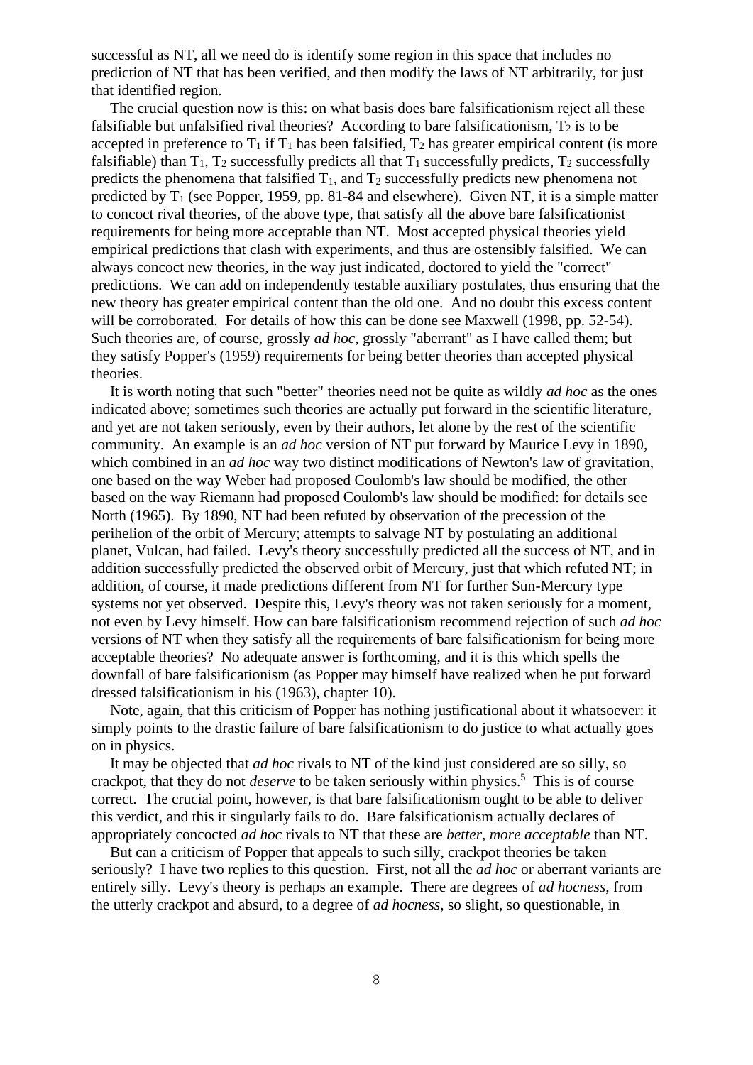successful as NT, all we need do is identify some region in this space that includes no prediction of NT that has been verified, and then modify the laws of NT arbitrarily, for just that identified region.

The crucial question now is this: on what basis does bare falsificationism reject all these falsifiable but unfalsified rival theories? According to bare falsificationism, $T_2$ is to be accepted in preference to $T_1$ if $T_1$ has been falsified, $T_2$ has greater empirical content (is more falsifiable) than $T_1$, $T_2$ successfully predicts all that $T_1$ successfully predicts, $T_2$ successfully predicts the phenomena that falsified $T_1$, and $T_2$ successfully predicts new phenomena not predicted by $T_1$ (see Popper, 1959, pp. 81-84 and elsewhere). Given NT, it is a simple matter to concoct rival theories, of the above type, that satisfy all the above bare falsificationist requirements for being more acceptable than NT. Most accepted physical theories yield empirical predictions that clash with experiments, and thus are ostensibly falsified. We can always concoct new theories, in the way just indicated, doctored to yield the "correct" predictions. We can add on independently testable auxiliary postulates, thus ensuring that the new theory has greater empirical content than the old one. And no doubt this excess content will be corroborated. For details of how this can be done see Maxwell (1998, pp. 52-54). Such theories are, of course, grossly *ad hoc*, grossly "aberrant" as I have called them; but they satisfy Popper's (1959) requirements for being better theories than accepted physical theories.

It is worth noting that such "better" theories need not be quite as wildly *ad hoc* as the ones indicated above; sometimes such theories are actually put forward in the scientific literature, and yet are not taken seriously, even by their authors, let alone by the rest of the scientific community. An example is an *ad hoc* version of NT put forward by Maurice Levy in 1890, which combined in an *ad hoc* way two distinct modifications of Newton's law of gravitation, one based on the way Weber had proposed Coulomb's law should be modified, the other based on the way Riemann had proposed Coulomb's law should be modified: for details see North (1965). By 1890, NT had been refuted by observation of the precession of the perihelion of the orbit of Mercury; attempts to salvage NT by postulating an additional planet, Vulcan, had failed. Levy's theory successfully predicted all the success of NT, and in addition successfully predicted the observed orbit of Mercury, just that which refuted NT; in addition, of course, it made predictions different from NT for further Sun-Mercury type systems not yet observed. Despite this, Levy's theory was not taken seriously for a moment, not even by Levy himself. How can bare falsificationism recommend rejection of such *ad hoc* versions of NT when they satisfy all the requirements of bare falsificationism for being more acceptable theories? No adequate answer is forthcoming, and it is this which spells the downfall of bare falsificationism (as Popper may himself have realized when he put forward dressed falsificationism in his (1963), chapter 10).

Note, again, that this criticism of Popper has nothing justificational about it whatsoever: it simply points to the drastic failure of bare falsificationism to do justice to what actually goes on in physics.

It may be objected that *ad hoc* rivals to NT of the kind just considered are so silly, so crackpot, that they do not *deserve* to be taken seriously within physics.[5] This is of course correct. The crucial point, however, is that bare falsificationism ought to be able to deliver this verdict, and this it singularly fails to do. Bare falsificationism actually declares of appropriately concocted *ad hoc* rivals to NT that these are *better, more acceptable* than NT.

But can a criticism of Popper that appeals to such silly, crackpot theories be taken seriously? I have two replies to this question. First, not all the *ad hoc* or aberrant variants are entirely silly. Levy's theory is perhaps an example. There are degrees of *ad hocness*, from the utterly crackpot and absurd, to a degree of *ad hocness*, so slight, so questionable, in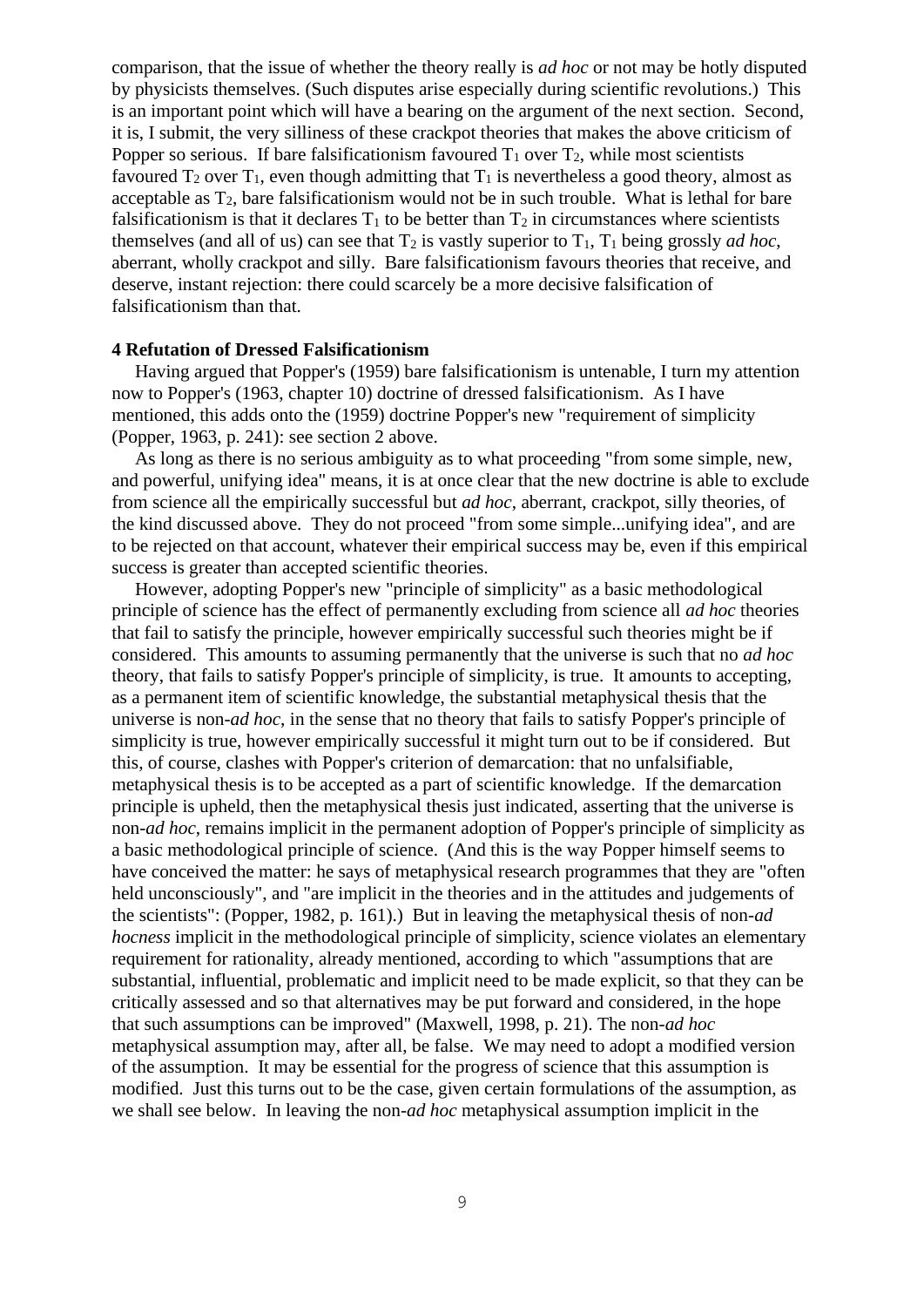comparison, that the issue of whether the theory really is *ad hoc* or not may be hotly disputed by physicists themselves. (Such disputes arise especially during scientific revolutions.) This is an important point which will have a bearing on the argument of the next section. Second, it is, I submit, the very silliness of these crackpot theories that makes the above criticism of Popper so serious. If bare falsificationism favoured $T_1$ over $T_2$, while most scientists favoured $T_2$ over $T_1$, even though admitting that $T_1$ is nevertheless a good theory, almost as acceptable as $T_2$, bare falsificationism would not be in such trouble. What is lethal for bare falsificationism is that it declares $T_1$ to be better than $T_2$ in circumstances where scientists themselves (and all of us) can see that $T_2$ is vastly superior to $T_1$, $T_1$ being grossly *ad hoc*, aberrant, wholly crackpot and silly. Bare falsificationism favours theories that receive, and deserve, instant rejection: there could scarcely be a more decisive falsification of falsificationism than that.

**4 Refutation of Dressed Falsificationism**

Having argued that Popper's (1959) bare falsificationism is untenable, I turn my attention now to Popper's (1963, chapter 10) doctrine of dressed falsificationism. As I have mentioned, this adds onto the (1959) doctrine Popper's new "requirement of simplicity (Popper, 1963, p. 241): see section 2 above.

As long as there is no serious ambiguity as to what proceeding "from some simple, new, and powerful, unifying idea" means, it is at once clear that the new doctrine is able to exclude from science all the empirically successful but *ad hoc*, aberrant, crackpot, silly theories, of the kind discussed above. They do not proceed "from some simple...unifying idea", and are to be rejected on that account, whatever their empirical success may be, even if this empirical success is greater than accepted scientific theories.

However, adopting Popper's new "principle of simplicity" as a basic methodological principle of science has the effect of permanently excluding from science all *ad hoc* theories that fail to satisfy the principle, however empirically successful such theories might be if considered. This amounts to assuming permanently that the universe is such that no *ad hoc* theory, that fails to satisfy Popper's principle of simplicity, is true. It amounts to accepting, as a permanent item of scientific knowledge, the substantial metaphysical thesis that the universe is non-*ad hoc*, in the sense that no theory that fails to satisfy Popper's principle of simplicity is true, however empirically successful it might turn out to be if considered. But this, of course, clashes with Popper's criterion of demarcation: that no unfalsifiable, metaphysical thesis is to be accepted as a part of scientific knowledge. If the demarcation principle is upheld, then the metaphysical thesis just indicated, asserting that the universe is non-*ad hoc*, remains implicit in the permanent adoption of Popper's principle of simplicity as a basic methodological principle of science. (And this is the way Popper himself seems to have conceived the matter: he says of metaphysical research programmes that they are "often held unconsciously", and "are implicit in the theories and in the attitudes and judgements of the scientists": (Popper, 1982, p. 161).) But in leaving the metaphysical thesis of non-*ad hocness* implicit in the methodological principle of simplicity, science violates an elementary requirement for rationality, already mentioned, according to which "assumptions that are substantial, influential, problematic and implicit need to be made explicit, so that they can be critically assessed and so that alternatives may be put forward and considered, in the hope that such assumptions can be improved" (Maxwell, 1998, p. 21). The non-*ad hoc* metaphysical assumption may, after all, be false. We may need to adopt a modified version of the assumption. It may be essential for the progress of science that this assumption is modified. Just this turns out to be the case, given certain formulations of the assumption, as we shall see below. In leaving the non-*ad hoc* metaphysical assumption implicit in the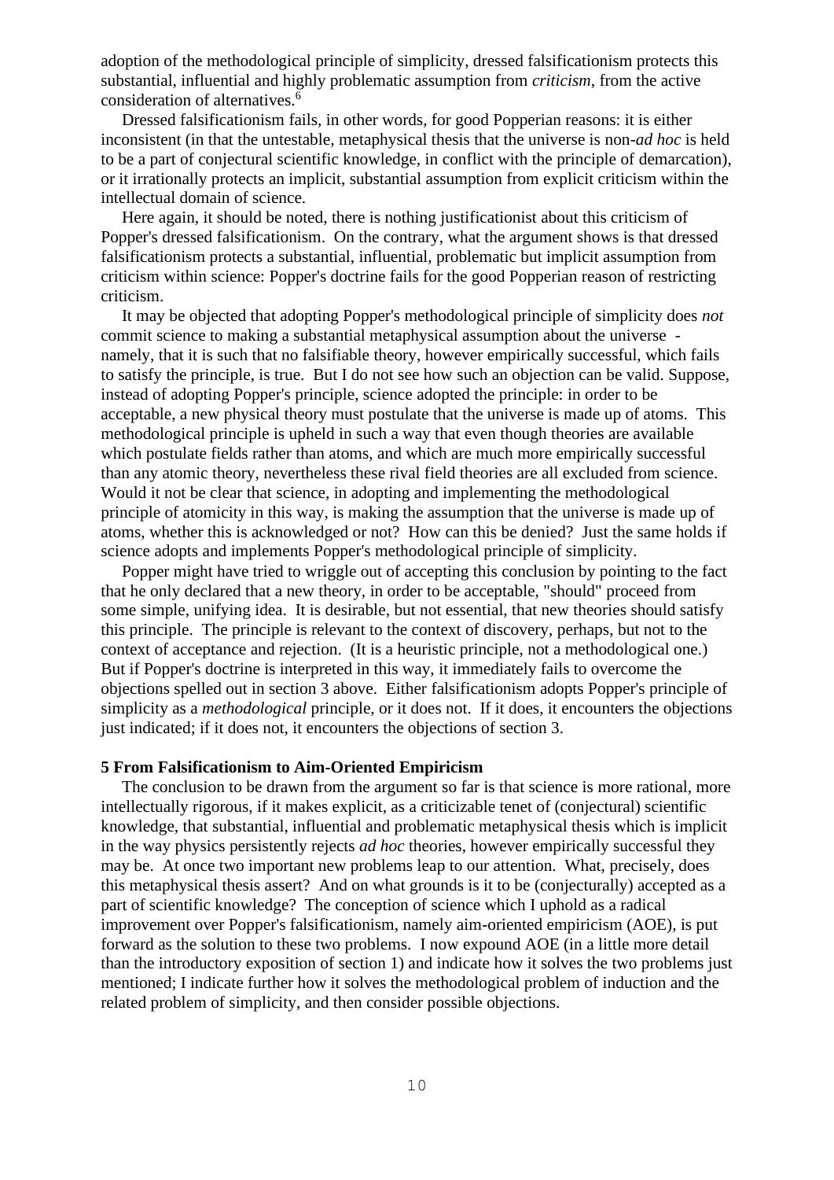adoption of the methodological principle of simplicity, dressed falsificationism protects this substantial, influential and highly problematic assumption from *criticism*, from the active consideration of alternatives.[6]

Dressed falsificationism fails, in other words, for good Popperian reasons: it is either inconsistent (in that the untestable, metaphysical thesis that the universe is non-*ad hoc* is held to be a part of conjectural scientific knowledge, in conflict with the principle of demarcation), or it irrationally protects an implicit, substantial assumption from explicit criticism within the intellectual domain of science.

Here again, it should be noted, there is nothing justificationist about this criticism of Popper's dressed falsificationism. On the contrary, what the argument shows is that dressed falsificationism protects a substantial, influential, problematic but implicit assumption from criticism within science: Popper's doctrine fails for the good Popperian reason of restricting criticism.

It may be objected that adopting Popper's methodological principle of simplicity does *not* commit science to making a substantial metaphysical assumption about the universe - namely, that it is such that no falsifiable theory, however empirically successful, which fails to satisfy the principle, is true. But I do not see how such an objection can be valid. Suppose, instead of adopting Popper's principle, science adopted the principle: in order to be acceptable, a new physical theory must postulate that the universe is made up of atoms. This methodological principle is upheld in such a way that even though theories are available which postulate fields rather than atoms, and which are much more empirically successful than any atomic theory, nevertheless these rival field theories are all excluded from science. Would it not be clear that science, in adopting and implementing the methodological principle of atomicity in this way, is making the assumption that the universe is made up of atoms, whether this is acknowledged or not? How can this be denied? Just the same holds if science adopts and implements Popper's methodological principle of simplicity.

Popper might have tried to wriggle out of accepting this conclusion by pointing to the fact that he only declared that a new theory, in order to be acceptable, "should" proceed from some simple, unifying idea. It is desirable, but not essential, that new theories should satisfy this principle. The principle is relevant to the context of discovery, perhaps, but not to the context of acceptance and rejection. (It is a heuristic principle, not a methodological one.) But if Popper's doctrine is interpreted in this way, it immediately fails to overcome the objections spelled out in section 3 above. Either falsificationism adopts Popper's principle of simplicity as a *methodological* principle, or it does not. If it does, it encounters the objections just indicated; if it does not, it encounters the objections of section 3.

## 5 From Falsificationism to Aim-Oriented Empiricism

The conclusion to be drawn from the argument so far is that science is more rational, more intellectually rigorous, if it makes explicit, as a criticizable tenet of (conjectural) scientific knowledge, that substantial, influential and problematic metaphysical thesis which is implicit in the way physics persistently rejects *ad hoc* theories, however empirically successful they may be. At once two important new problems leap to our attention. What, precisely, does this metaphysical thesis assert? And on what grounds is it to be (conjecturally) accepted as a part of scientific knowledge? The conception of science which I uphold as a radical improvement over Popper's falsificationism, namely aim-oriented empiricism (AOE), is put forward as the solution to these two problems. I now expound AOE (in a little more detail than the introductory exposition of section 1) and indicate how it solves the two problems just mentioned; I indicate further how it solves the methodological problem of induction and the related problem of simplicity, and then consider possible objections.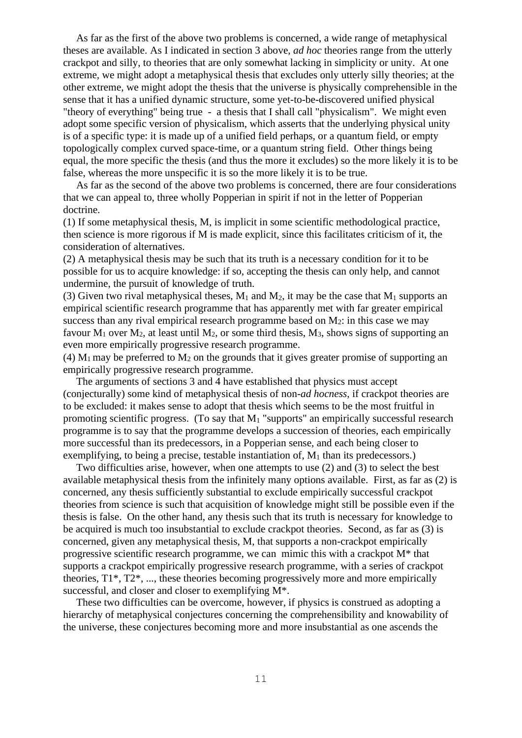As far as the first of the above two problems is concerned, a wide range of metaphysical theses are available. As I indicated in section 3 above, *ad hoc* theories range from the utterly crackpot and silly, to theories that are only somewhat lacking in simplicity or unity. At one extreme, we might adopt a metaphysical thesis that excludes only utterly silly theories; at the other extreme, we might adopt the thesis that the universe is physically comprehensible in the sense that it has a unified dynamic structure, some yet-to-be-discovered unified physical "theory of everything" being true - a thesis that I shall call "physicalism". We might even adopt some specific version of physicalism, which asserts that the underlying physical unity is of a specific type: it is made up of a unified field perhaps, or a quantum field, or empty topologically complex curved space-time, or a quantum string field. Other things being equal, the more specific the thesis (and thus the more it excludes) so the more likely it is to be false, whereas the more unspecific it is so the more likely it is to be true.

As far as the second of the above two problems is concerned, there are four considerations that we can appeal to, three wholly Popperian in spirit if not in the letter of Popperian doctrine.

(1) If some metaphysical thesis, M, is implicit in some scientific methodological practice, then science is more rigorous if M is made explicit, since this facilitates criticism of it, the consideration of alternatives.

(2) A metaphysical thesis may be such that its truth is a necessary condition for it to be possible for us to acquire knowledge: if so, accepting the thesis can only help, and cannot undermine, the pursuit of knowledge of truth.

(3) Given two rival metaphysical theses, $M_1$ and $M_2$, it may be the case that $M_1$ supports an empirical scientific research programme that has apparently met with far greater empirical success than any rival empirical research programme based on $M_2$: in this case we may favour $M_1$ over $M_2$, at least until $M_2$, or some third thesis, $M_3$, shows signs of supporting an even more empirically progressive research programme.

(4) $M_1$ may be preferred to $M_2$ on the grounds that it gives greater promise of supporting an empirically progressive research programme.

The arguments of sections 3 and 4 have established that physics must accept (conjecturally) some kind of metaphysical thesis of non-*ad hocness*, if crackpot theories are to be excluded: it makes sense to adopt that thesis which seems to be the most fruitful in promoting scientific progress. (To say that $M_1$ "supports" an empirically successful research programme is to say that the programme develops a succession of theories, each empirically more successful than its predecessors, in a Popperian sense, and each being closer to exemplifying, to being a precise, testable instantiation of, $M_1$ than its predecessors.)

Two difficulties arise, however, when one attempts to use (2) and (3) to select the best available metaphysical thesis from the infinitely many options available. First, as far as (2) is concerned, any thesis sufficiently substantial to exclude empirically successful crackpot theories from science is such that acquisition of knowledge might still be possible even if the thesis is false. On the other hand, any thesis such that its truth is necessary for knowledge to be acquired is much too insubstantial to exclude crackpot theories. Second, as far as (3) is concerned, given any metaphysical thesis, M, that supports a non-crackpot empirically progressive scientific research programme, we can mimic this with a crackpot M* that supports a crackpot empirically progressive research programme, with a series of crackpot theories, T1*, T2*, ..., these theories becoming progressively more and more empirically successful, and closer and closer to exemplifying M*.

These two difficulties can be overcome, however, if physics is construed as adopting a hierarchy of metaphysical conjectures concerning the comprehensibility and knowability of the universe, these conjectures becoming more and more insubstantial as one ascends the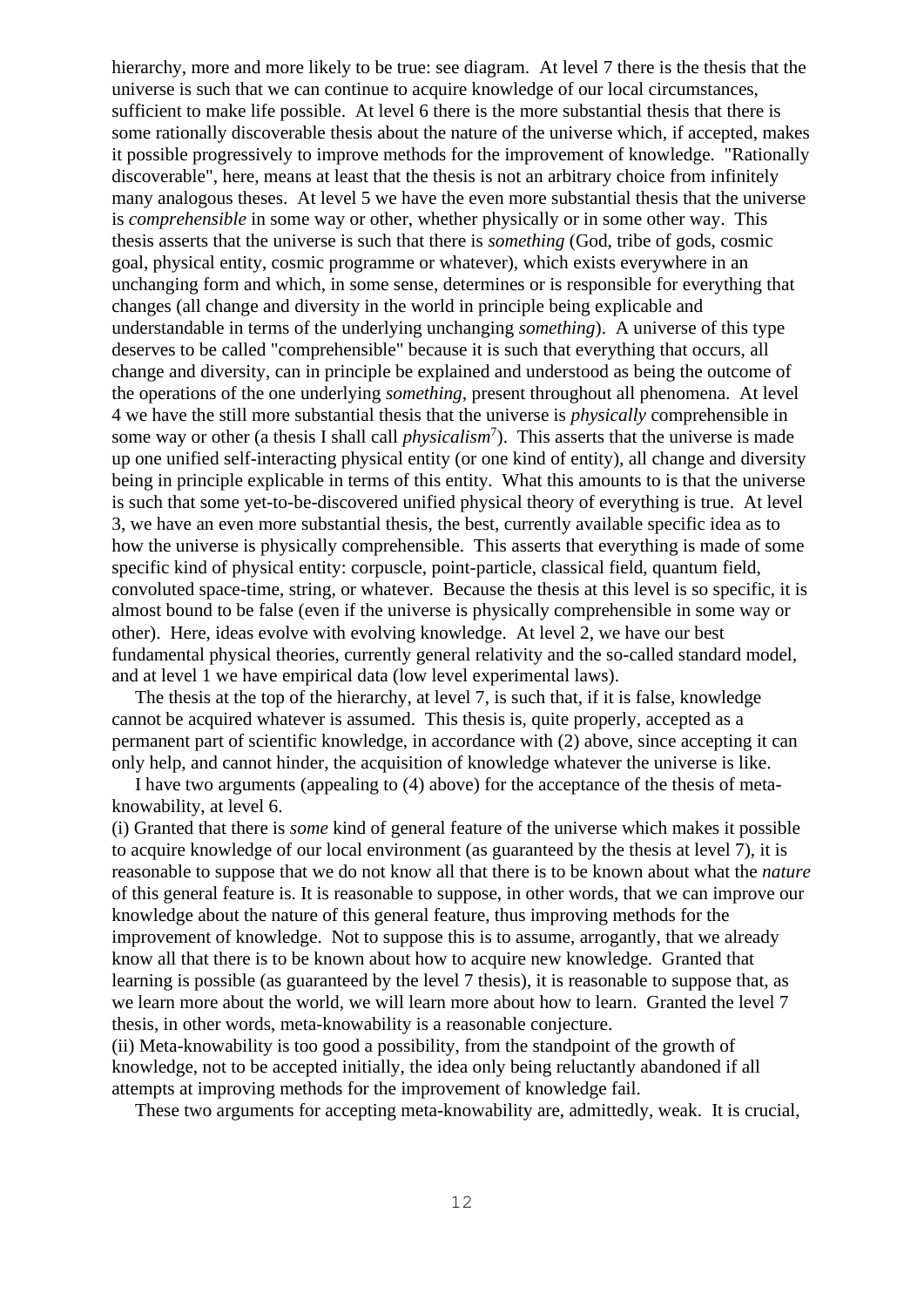hierarchy, more and more likely to be true: see diagram. At level 7 there is the thesis that the universe is such that we can continue to acquire knowledge of our local circumstances, sufficient to make life possible. At level 6 there is the more substantial thesis that there is some rationally discoverable thesis about the nature of the universe which, if accepted, makes it possible progressively to improve methods for the improvement of knowledge. "Rationally discoverable", here, means at least that the thesis is not an arbitrary choice from infinitely many analogous theses. At level 5 we have the even more substantial thesis that the universe is *comprehensible* in some way or other, whether physically or in some other way. This thesis asserts that the universe is such that there is *something* (God, tribe of gods, cosmic goal, physical entity, cosmic programme or whatever), which exists everywhere in an unchanging form and which, in some sense, determines or is responsible for everything that changes (all change and diversity in the world in principle being explicable and understandable in terms of the underlying unchanging *something*). A universe of this type deserves to be called "comprehensible" because it is such that everything that occurs, all change and diversity, can in principle be explained and understood as being the outcome of the operations of the one underlying *something*, present throughout all phenomena. At level 4 we have the still more substantial thesis that the universe is *physically* comprehensible in some way or other (a thesis I shall call *physicalism*[7]). This asserts that the universe is made up one unified self-interacting physical entity (or one kind of entity), all change and diversity being in principle explicable in terms of this entity. What this amounts to is that the universe is such that some yet-to-be-discovered unified physical theory of everything is true. At level 3, we have an even more substantial thesis, the best, currently available specific idea as to how the universe is physically comprehensible. This asserts that everything is made of some specific kind of physical entity: corpuscle, point-particle, classical field, quantum field, convoluted space-time, string, or whatever. Because the thesis at this level is so specific, it is almost bound to be false (even if the universe is physically comprehensible in some way or other). Here, ideas evolve with evolving knowledge. At level 2, we have our best fundamental physical theories, currently general relativity and the so-called standard model, and at level 1 we have empirical data (low level experimental laws).

The thesis at the top of the hierarchy, at level 7, is such that, if it is false, knowledge cannot be acquired whatever is assumed. This thesis is, quite properly, accepted as a permanent part of scientific knowledge, in accordance with (2) above, since accepting it can only help, and cannot hinder, the acquisition of knowledge whatever the universe is like.

I have two arguments (appealing to (4) above) for the acceptance of the thesis of meta-knowability, at level 6.

(i) Granted that there is *some* kind of general feature of the universe which makes it possible to acquire knowledge of our local environment (as guaranteed by the thesis at level 7), it is reasonable to suppose that we do not know all that there is to be known about what the *nature* of this general feature is. It is reasonable to suppose, in other words, that we can improve our knowledge about the nature of this general feature, thus improving methods for the improvement of knowledge. Not to suppose this is to assume, arrogantly, that we already know all that there is to be known about how to acquire new knowledge. Granted that learning is possible (as guaranteed by the level 7 thesis), it is reasonable to suppose that, as we learn more about the world, we will learn more about how to learn. Granted the level 7 thesis, in other words, meta-knowability is a reasonable conjecture.

(ii) Meta-knowability is too good a possibility, from the standpoint of the growth of knowledge, not to be accepted initially, the idea only being reluctantly abandoned if all attempts at improving methods for the improvement of knowledge fail.

These two arguments for accepting meta-knowability are, admittedly, weak. It is crucial,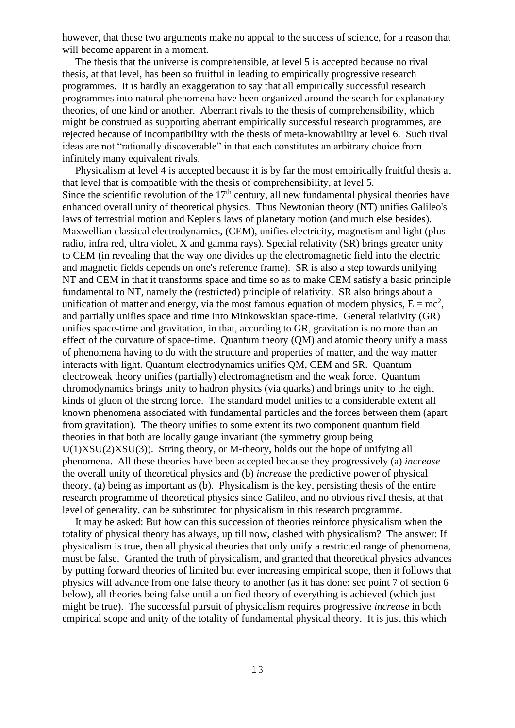however, that these two arguments make no appeal to the success of science, for a reason that will become apparent in a moment.

The thesis that the universe is comprehensible, at level 5 is accepted because no rival thesis, at that level, has been so fruitful in leading to empirically progressive research programmes. It is hardly an exaggeration to say that all empirically successful research programmes into natural phenomena have been organized around the search for explanatory theories, of one kind or another. Aberrant rivals to the thesis of comprehensibility, which might be construed as supporting aberrant empirically successful research programmes, are rejected because of incompatibility with the thesis of meta-knowability at level 6. Such rival ideas are not "rationally discoverable" in that each constitutes an arbitrary choice from infinitely many equivalent rivals.

Physicalism at level 4 is accepted because it is by far the most empirically fruitful thesis at that level that is compatible with the thesis of comprehensibility, at level 5.
Since the scientific revolution of the 17th century, all new fundamental physical theories have enhanced overall unity of theoretical physics. Thus Newtonian theory (NT) unifies Galileo's laws of terrestrial motion and Kepler's laws of planetary motion (and much else besides). Maxwellian classical electrodynamics, (CEM), unifies electricity, magnetism and light (plus radio, infra red, ultra violet, X and gamma rays). Special relativity (SR) brings greater unity to CEM (in revealing that the way one divides up the electromagnetic field into the electric and magnetic fields depends on one's reference frame). SR is also a step towards unifying NT and CEM in that it transforms space and time so as to make CEM satisfy a basic principle fundamental to NT, namely the (restricted) principle of relativity. SR also brings about a unification of matter and energy, via the most famous equation of modern physics, $E = mc^2$, and partially unifies space and time into Minkowskian space-time. General relativity (GR) unifies space-time and gravitation, in that, according to GR, gravitation is no more than an effect of the curvature of space-time. Quantum theory (QM) and atomic theory unify a mass of phenomena having to do with the structure and properties of matter, and the way matter interacts with light. Quantum electrodynamics unifies QM, CEM and SR. Quantum electroweak theory unifies (partially) electromagnetism and the weak force. Quantum chromodynamics brings unity to hadron physics (via quarks) and brings unity to the eight kinds of gluon of the strong force. The standard model unifies to a considerable extent all known phenomena associated with fundamental particles and the forces between them (apart from gravitation). The theory unifies to some extent its two component quantum field theories in that both are locally gauge invariant (the symmetry group being $U(1)XSU(2)XSU(3)$). String theory, or M-theory, holds out the hope of unifying all phenomena. All these theories have been accepted because they progressively (a) *increase* the overall unity of theoretical physics and (b) *increase* the predictive power of physical theory, (a) being as important as (b). Physicalism is the key, persisting thesis of the entire research programme of theoretical physics since Galileo, and no obvious rival thesis, at that level of generality, can be substituted for physicalism in this research programme.

It may be asked: But how can this succession of theories reinforce physicalism when the totality of physical theory has always, up till now, clashed with physicalism? The answer: If physicalism is true, then all physical theories that only unify a restricted range of phenomena, must be false. Granted the truth of physicalism, and granted that theoretical physics advances by putting forward theories of limited but ever increasing empirical scope, then it follows that physics will advance from one false theory to another (as it has done: see point 7 of section 6 below), all theories being false until a unified theory of everything is achieved (which just might be true). The successful pursuit of physicalism requires progressive *increase* in both empirical scope and unity of the totality of fundamental physical theory. It is just this which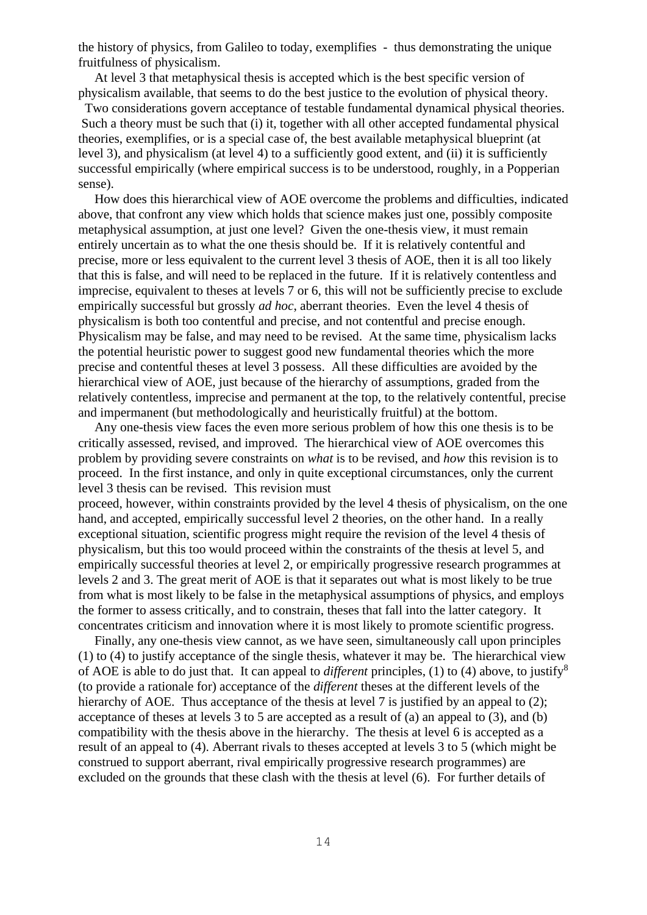the history of physics, from Galileo to today, exemplifies - thus demonstrating the unique fruitfulness of physicalism.

At level 3 that metaphysical thesis is accepted which is the best specific version of physicalism available, that seems to do the best justice to the evolution of physical theory.

Two considerations govern acceptance of testable fundamental dynamical physical theories. Such a theory must be such that (i) it, together with all other accepted fundamental physical theories, exemplifies, or is a special case of, the best available metaphysical blueprint (at level 3), and physicalism (at level 4) to a sufficiently good extent, and (ii) it is sufficiently successful empirically (where empirical success is to be understood, roughly, in a Popperian sense).

How does this hierarchical view of AOE overcome the problems and difficulties, indicated above, that confront any view which holds that science makes just one, possibly composite metaphysical assumption, at just one level? Given the one-thesis view, it must remain entirely uncertain as to what the one thesis should be. If it is relatively contentful and precise, more or less equivalent to the current level 3 thesis of AOE, then it is all too likely that this is false, and will need to be replaced in the future. If it is relatively contentless and imprecise, equivalent to theses at levels 7 or 6, this will not be sufficiently precise to exclude empirically successful but grossly *ad hoc*, aberrant theories. Even the level 4 thesis of physicalism is both too contentful and precise, and not contentful and precise enough. Physicalism may be false, and may need to be revised. At the same time, physicalism lacks the potential heuristic power to suggest good new fundamental theories which the more precise and contentful theses at level 3 possess. All these difficulties are avoided by the hierarchical view of AOE, just because of the hierarchy of assumptions, graded from the relatively contentless, imprecise and permanent at the top, to the relatively contentful, precise and impermanent (but methodologically and heuristically fruitful) at the bottom.

Any one-thesis view faces the even more serious problem of how this one thesis is to be critically assessed, revised, and improved. The hierarchical view of AOE overcomes this problem by providing severe constraints on *what* is to be revised, and *how* this revision is to proceed. In the first instance, and only in quite exceptional circumstances, only the current level 3 thesis can be revised. This revision must proceed, however, within constraints provided by the level 4 thesis of physicalism, on the one hand, and accepted, empirically successful level 2 theories, on the other hand. In a really exceptional situation, scientific progress might require the revision of the level 4 thesis of physicalism, but this too would proceed within the constraints of the thesis at level 5, and empirically successful theories at level 2, or empirically progressive research programmes at levels 2 and 3. The great merit of AOE is that it separates out what is most likely to be true from what is most likely to be false in the metaphysical assumptions of physics, and employs the former to assess critically, and to constrain, theses that fall into the latter category. It concentrates criticism and innovation where it is most likely to promote scientific progress.

Finally, any one-thesis view cannot, as we have seen, simultaneously call upon principles (1) to (4) to justify acceptance of the single thesis, whatever it may be. The hierarchical view of AOE is able to do just that. It can appeal to *different* principles, (1) to (4) above, to justify[8] (to provide a rationale for) acceptance of the *different* theses at the different levels of the hierarchy of AOE. Thus acceptance of the thesis at level 7 is justified by an appeal to (2); acceptance of theses at levels 3 to 5 are accepted as a result of (a) an appeal to (3), and (b) compatibility with the thesis above in the hierarchy. The thesis at level 6 is accepted as a result of an appeal to (4). Aberrant rivals to theses accepted at levels 3 to 5 (which might be construed to support aberrant, rival empirically progressive research programmes) are excluded on the grounds that these clash with the thesis at level (6). For further details of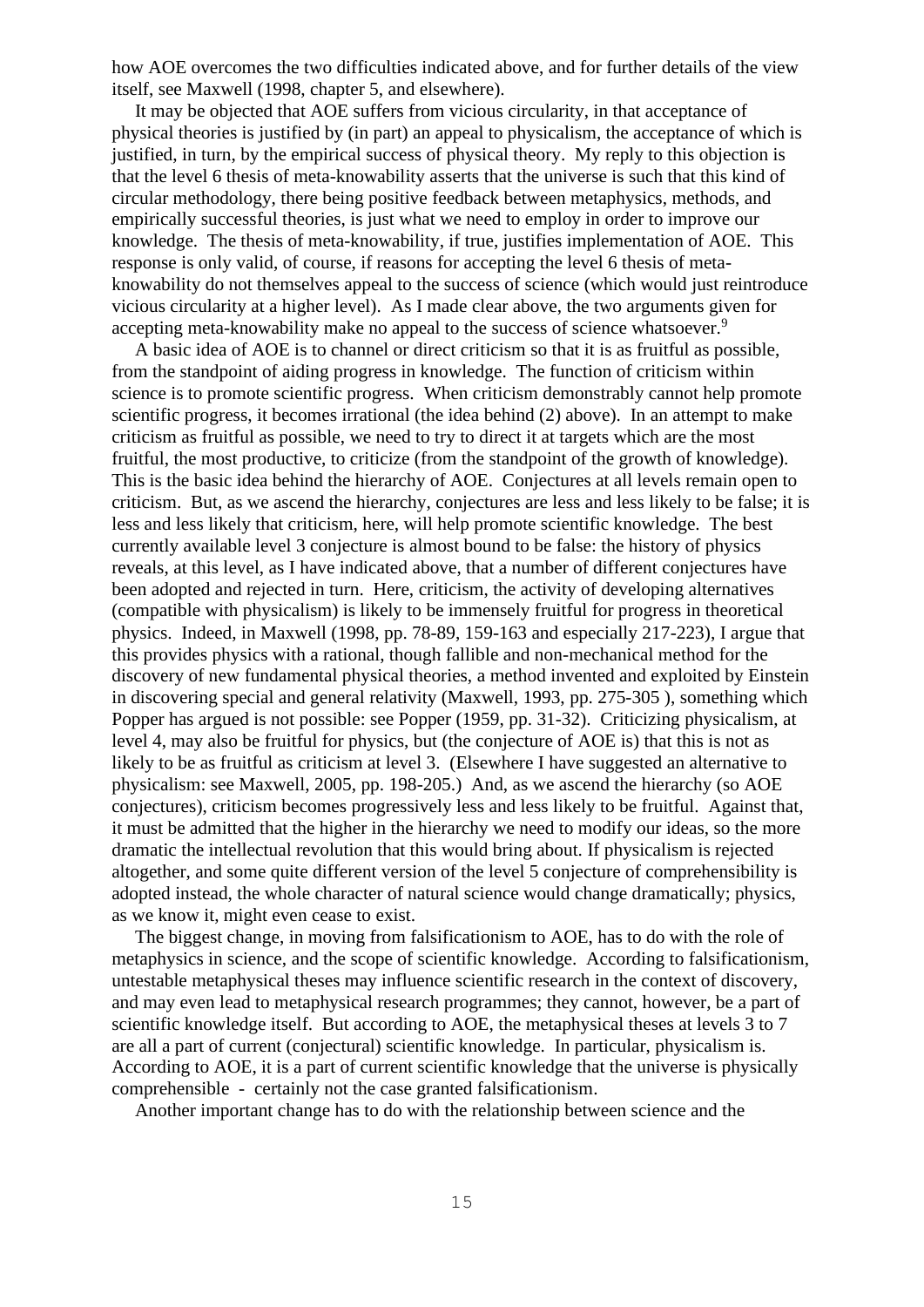how AOE overcomes the two difficulties indicated above, and for further details of the view itself, see Maxwell (1998, chapter 5, and elsewhere).

It may be objected that AOE suffers from vicious circularity, in that acceptance of physical theories is justified by (in part) an appeal to physicalism, the acceptance of which is justified, in turn, by the empirical success of physical theory. My reply to this objection is that the level 6 thesis of meta-knowability asserts that the universe is such that this kind of circular methodology, there being positive feedback between metaphysics, methods, and empirically successful theories, is just what we need to employ in order to improve our knowledge. The thesis of meta-knowability, if true, justifies implementation of AOE. This response is only valid, of course, if reasons for accepting the level 6 thesis of meta-knowability do not themselves appeal to the success of science (which would just reintroduce vicious circularity at a higher level). As I made clear above, the two arguments given for accepting meta-knowability make no appeal to the success of science whatsoever.[9]

A basic idea of AOE is to channel or direct criticism so that it is as fruitful as possible, from the standpoint of aiding progress in knowledge. The function of criticism within science is to promote scientific progress. When criticism demonstrably cannot help promote scientific progress, it becomes irrational (the idea behind (2) above). In an attempt to make criticism as fruitful as possible, we need to try to direct it at targets which are the most fruitful, the most productive, to criticize (from the standpoint of the growth of knowledge). This is the basic idea behind the hierarchy of AOE. Conjectures at all levels remain open to criticism. But, as we ascend the hierarchy, conjectures are less and less likely to be false; it is less and less likely that criticism, here, will help promote scientific knowledge. The best currently available level 3 conjecture is almost bound to be false: the history of physics reveals, at this level, as I have indicated above, that a number of different conjectures have been adopted and rejected in turn. Here, criticism, the activity of developing alternatives (compatible with physicalism) is likely to be immensely fruitful for progress in theoretical physics. Indeed, in Maxwell (1998, pp. 78-89, 159-163 and especially 217-223), I argue that this provides physics with a rational, though fallible and non-mechanical method for the discovery of new fundamental physical theories, a method invented and exploited by Einstein in discovering special and general relativity (Maxwell, 1993, pp. 275-305 ), something which Popper has argued is not possible: see Popper (1959, pp. 31-32). Criticizing physicalism, at level 4, may also be fruitful for physics, but (the conjecture of AOE is) that this is not as likely to be as fruitful as criticism at level 3. (Elsewhere I have suggested an alternative to physicalism: see Maxwell, 2005, pp. 198-205.) And, as we ascend the hierarchy (so AOE conjectures), criticism becomes progressively less and less likely to be fruitful. Against that, it must be admitted that the higher in the hierarchy we need to modify our ideas, so the more dramatic the intellectual revolution that this would bring about. If physicalism is rejected altogether, and some quite different version of the level 5 conjecture of comprehensibility is adopted instead, the whole character of natural science would change dramatically; physics, as we know it, might even cease to exist.

The biggest change, in moving from falsificationism to AOE, has to do with the role of metaphysics in science, and the scope of scientific knowledge. According to falsificationism, untestable metaphysical theses may influence scientific research in the context of discovery, and may even lead to metaphysical research programmes; they cannot, however, be a part of scientific knowledge itself. But according to AOE, the metaphysical theses at levels 3 to 7 are all a part of current (conjectural) scientific knowledge. In particular, physicalism is. According to AOE, it is a part of current scientific knowledge that the universe is physically comprehensible - certainly not the case granted falsificationism.

Another important change has to do with the relationship between science and the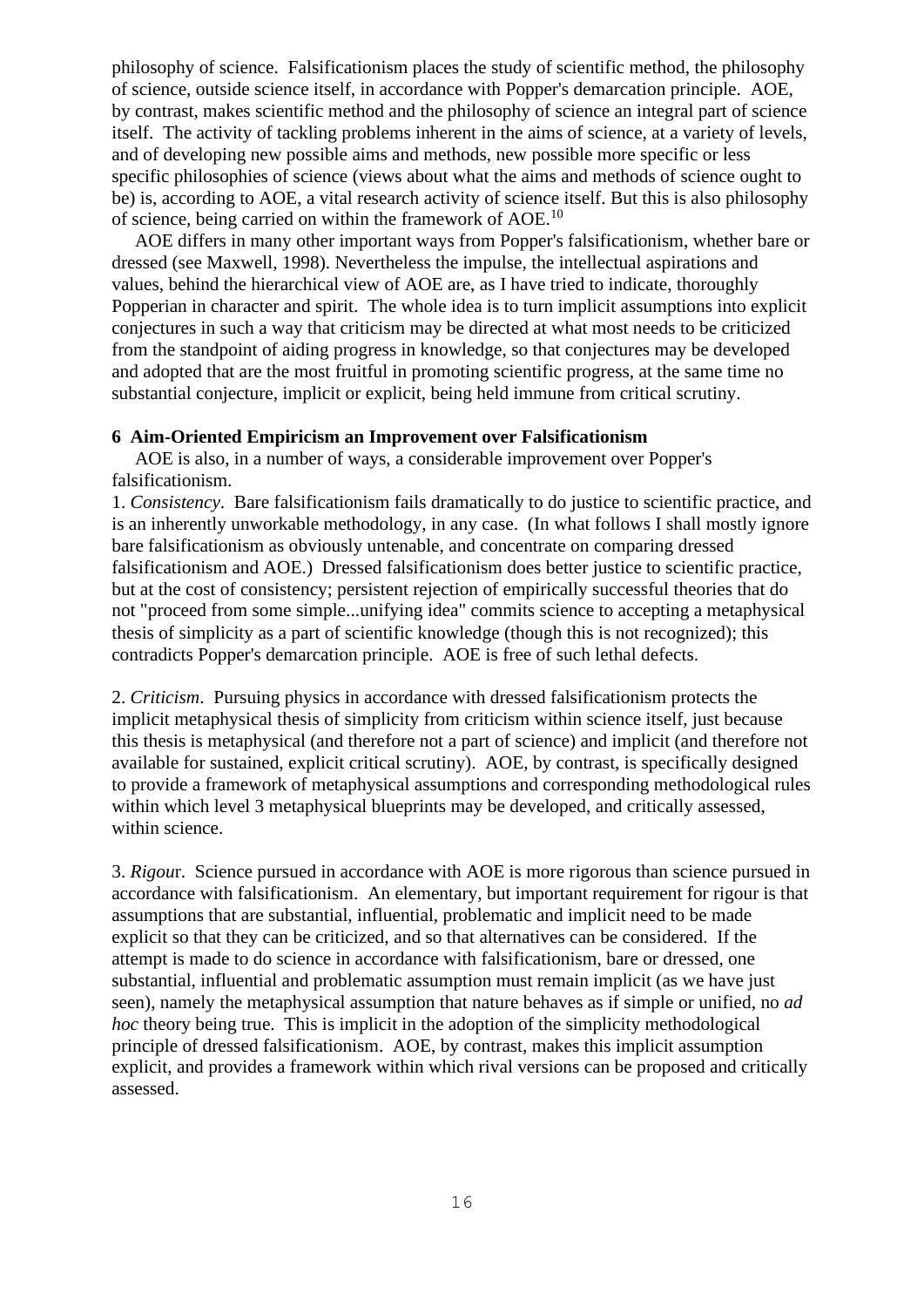philosophy of science. Falsificationism places the study of scientific method, the philosophy of science, outside science itself, in accordance with Popper's demarcation principle. AOE, by contrast, makes scientific method and the philosophy of science an integral part of science itself. The activity of tackling problems inherent in the aims of science, at a variety of levels, and of developing new possible aims and methods, new possible more specific or less specific philosophies of science (views about what the aims and methods of science ought to be) is, according to AOE, a vital research activity of science itself. But this is also philosophy of science, being carried on within the framework of AOE.[10]

AOE differs in many other important ways from Popper's falsificationism, whether bare or dressed (see Maxwell, 1998). Nevertheless the impulse, the intellectual aspirations and values, behind the hierarchical view of AOE are, as I have tried to indicate, thoroughly Popperian in character and spirit. The whole idea is to turn implicit assumptions into explicit conjectures in such a way that criticism may be directed at what most needs to be criticized from the standpoint of aiding progress in knowledge, so that conjectures may be developed and adopted that are the most fruitful in promoting scientific progress, at the same time no substantial conjecture, implicit or explicit, being held immune from critical scrutiny.

## 6 Aim-Oriented Empiricism an Improvement over Falsificationism

AOE is also, in a number of ways, a considerable improvement over Popper's falsificationism.

1. *Consistency*. Bare falsificationism fails dramatically to do justice to scientific practice, and is an inherently unworkable methodology, in any case. (In what follows I shall mostly ignore bare falsificationism as obviously untenable, and concentrate on comparing dressed falsificationism and AOE.) Dressed falsificationism does better justice to scientific practice, but at the cost of consistency; persistent rejection of empirically successful theories that do not "proceed from some simple...unifying idea" commits science to accepting a metaphysical thesis of simplicity as a part of scientific knowledge (though this is not recognized); this contradicts Popper's demarcation principle. AOE is free of such lethal defects.

2. *Criticism*. Pursuing physics in accordance with dressed falsificationism protects the implicit metaphysical thesis of simplicity from criticism within science itself, just because this thesis is metaphysical (and therefore not a part of science) and implicit (and therefore not available for sustained, explicit critical scrutiny). AOE, by contrast, is specifically designed to provide a framework of metaphysical assumptions and corresponding methodological rules within which level 3 metaphysical blueprints may be developed, and critically assessed, within science.

3. *Rigour*. Science pursued in accordance with AOE is more rigorous than science pursued in accordance with falsificationism. An elementary, but important requirement for rigour is that assumptions that are substantial, influential, problematic and implicit need to be made explicit so that they can be criticized, and so that alternatives can be considered. If the attempt is made to do science in accordance with falsificationism, bare or dressed, one substantial, influential and problematic assumption must remain implicit (as we have just seen), namely the metaphysical assumption that nature behaves as if simple or unified, no *ad hoc* theory being true. This is implicit in the adoption of the simplicity methodological principle of dressed falsificationism. AOE, by contrast, makes this implicit assumption explicit, and provides a framework within which rival versions can be proposed and critically assessed.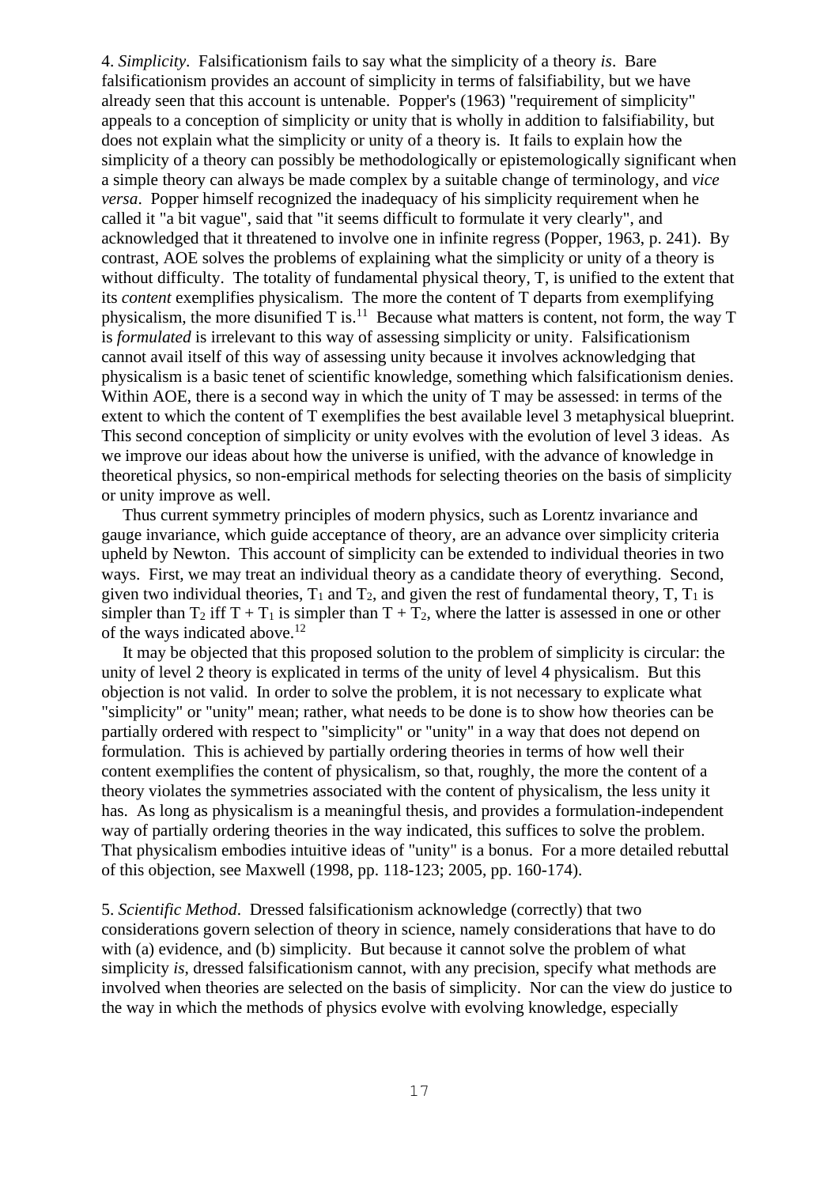4. *Simplicity*. Falsificationism fails to say what the simplicity of a theory *is*. Bare falsificationism provides an account of simplicity in terms of falsifiability, but we have already seen that this account is untenable. Popper's (1963) "requirement of simplicity" appeals to a conception of simplicity or unity that is wholly in addition to falsifiability, but does not explain what the simplicity or unity of a theory is. It fails to explain how the simplicity of a theory can possibly be methodologically or epistemologically significant when a simple theory can always be made complex by a suitable change of terminology, and *vice versa*. Popper himself recognized the inadequacy of his simplicity requirement when he called it "a bit vague", said that "it seems difficult to formulate it very clearly", and acknowledged that it threatened to involve one in infinite regress (Popper, 1963, p. 241). By contrast, AOE solves the problems of explaining what the simplicity or unity of a theory is without difficulty. The totality of fundamental physical theory, T, is unified to the extent that its *content* exemplifies physicalism. The more the content of T departs from exemplifying physicalism, the more disunified T is.[11] Because what matters is content, not form, the way T is *formulated* is irrelevant to this way of assessing simplicity or unity. Falsificationism cannot avail itself of this way of assessing unity because it involves acknowledging that physicalism is a basic tenet of scientific knowledge, something which falsificationism denies. Within AOE, there is a second way in which the unity of T may be assessed: in terms of the extent to which the content of T exemplifies the best available level 3 metaphysical blueprint. This second conception of simplicity or unity evolves with the evolution of level 3 ideas. As we improve our ideas about how the universe is unified, with the advance of knowledge in theoretical physics, so non-empirical methods for selecting theories on the basis of simplicity or unity improve as well.

Thus current symmetry principles of modern physics, such as Lorentz invariance and gauge invariance, which guide acceptance of theory, are an advance over simplicity criteria upheld by Newton. This account of simplicity can be extended to individual theories in two ways. First, we may treat an individual theory as a candidate theory of everything. Second, given two individual theories, $T_1$ and $T_2$, and given the rest of fundamental theory, T, $T_1$ is simpler than $T_2$ iff $T + T_1$ is simpler than $T + T_2$, where the latter is assessed in one or other of the ways indicated above.[12]

It may be objected that this proposed solution to the problem of simplicity is circular: the unity of level 2 theory is explicated in terms of the unity of level 4 physicalism. But this objection is not valid. In order to solve the problem, it is not necessary to explicate what "simplicity" or "unity" mean; rather, what needs to be done is to show how theories can be partially ordered with respect to "simplicity" or "unity" in a way that does not depend on formulation. This is achieved by partially ordering theories in terms of how well their content exemplifies the content of physicalism, so that, roughly, the more the content of a theory violates the symmetries associated with the content of physicalism, the less unity it has. As long as physicalism is a meaningful thesis, and provides a formulation-independent way of partially ordering theories in the way indicated, this suffices to solve the problem. That physicalism embodies intuitive ideas of "unity" is a bonus. For a more detailed rebuttal of this objection, see Maxwell (1998, pp. 118-123; 2005, pp. 160-174).

5. *Scientific Method*. Dressed falsificationism acknowledge (correctly) that two considerations govern selection of theory in science, namely considerations that have to do with (a) evidence, and (b) simplicity. But because it cannot solve the problem of what simplicity *is*, dressed falsificationism cannot, with any precision, specify what methods are involved when theories are selected on the basis of simplicity. Nor can the view do justice to the way in which the methods of physics evolve with evolving knowledge, especially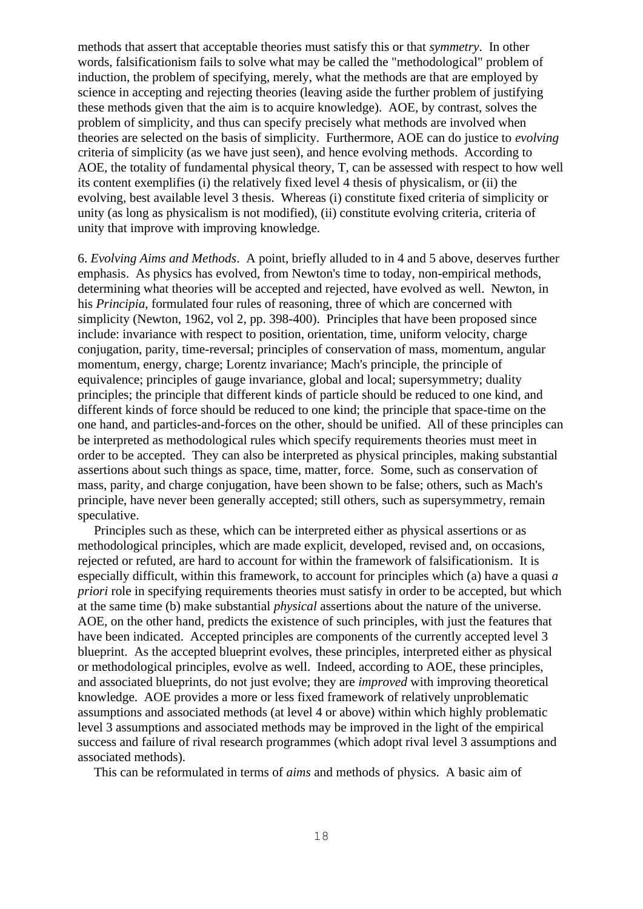methods that assert that acceptable theories must satisfy this or that *symmetry*. In other words, falsificationism fails to solve what may be called the "methodological" problem of induction, the problem of specifying, merely, what the methods are that are employed by science in accepting and rejecting theories (leaving aside the further problem of justifying these methods given that the aim is to acquire knowledge). AOE, by contrast, solves the problem of simplicity, and thus can specify precisely what methods are involved when theories are selected on the basis of simplicity. Furthermore, AOE can do justice to *evolving* criteria of simplicity (as we have just seen), and hence evolving methods. According to AOE, the totality of fundamental physical theory, T, can be assessed with respect to how well its content exemplifies (i) the relatively fixed level 4 thesis of physicalism, or (ii) the evolving, best available level 3 thesis. Whereas (i) constitute fixed criteria of simplicity or unity (as long as physicalism is not modified), (ii) constitute evolving criteria, criteria of unity that improve with improving knowledge.

6. *Evolving Aims and Methods*. A point, briefly alluded to in 4 and 5 above, deserves further emphasis. As physics has evolved, from Newton's time to today, non-empirical methods, determining what theories will be accepted and rejected, have evolved as well. Newton, in his *Principia*, formulated four rules of reasoning, three of which are concerned with simplicity (Newton, 1962, vol 2, pp. 398-400). Principles that have been proposed since include: invariance with respect to position, orientation, time, uniform velocity, charge conjugation, parity, time-reversal; principles of conservation of mass, momentum, angular momentum, energy, charge; Lorentz invariance; Mach's principle, the principle of equivalence; principles of gauge invariance, global and local; supersymmetry; duality principles; the principle that different kinds of particle should be reduced to one kind, and different kinds of force should be reduced to one kind; the principle that space-time on the one hand, and particles-and-forces on the other, should be unified. All of these principles can be interpreted as methodological rules which specify requirements theories must meet in order to be accepted. They can also be interpreted as physical principles, making substantial assertions about such things as space, time, matter, force. Some, such as conservation of mass, parity, and charge conjugation, have been shown to be false; others, such as Mach's principle, have never been generally accepted; still others, such as supersymmetry, remain speculative.

Principles such as these, which can be interpreted either as physical assertions or as methodological principles, which are made explicit, developed, revised and, on occasions, rejected or refuted, are hard to account for within the framework of falsificationism. It is especially difficult, within this framework, to account for principles which (a) have a quasi *a priori* role in specifying requirements theories must satisfy in order to be accepted, but which at the same time (b) make substantial *physical* assertions about the nature of the universe. AOE, on the other hand, predicts the existence of such principles, with just the features that have been indicated. Accepted principles are components of the currently accepted level 3 blueprint. As the accepted blueprint evolves, these principles, interpreted either as physical or methodological principles, evolve as well. Indeed, according to AOE, these principles, and associated blueprints, do not just evolve; they are *improved* with improving theoretical knowledge. AOE provides a more or less fixed framework of relatively unproblematic assumptions and associated methods (at level 4 or above) within which highly problematic level 3 assumptions and associated methods may be improved in the light of the empirical success and failure of rival research programmes (which adopt rival level 3 assumptions and associated methods).

This can be reformulated in terms of *aims* and methods of physics. A basic aim of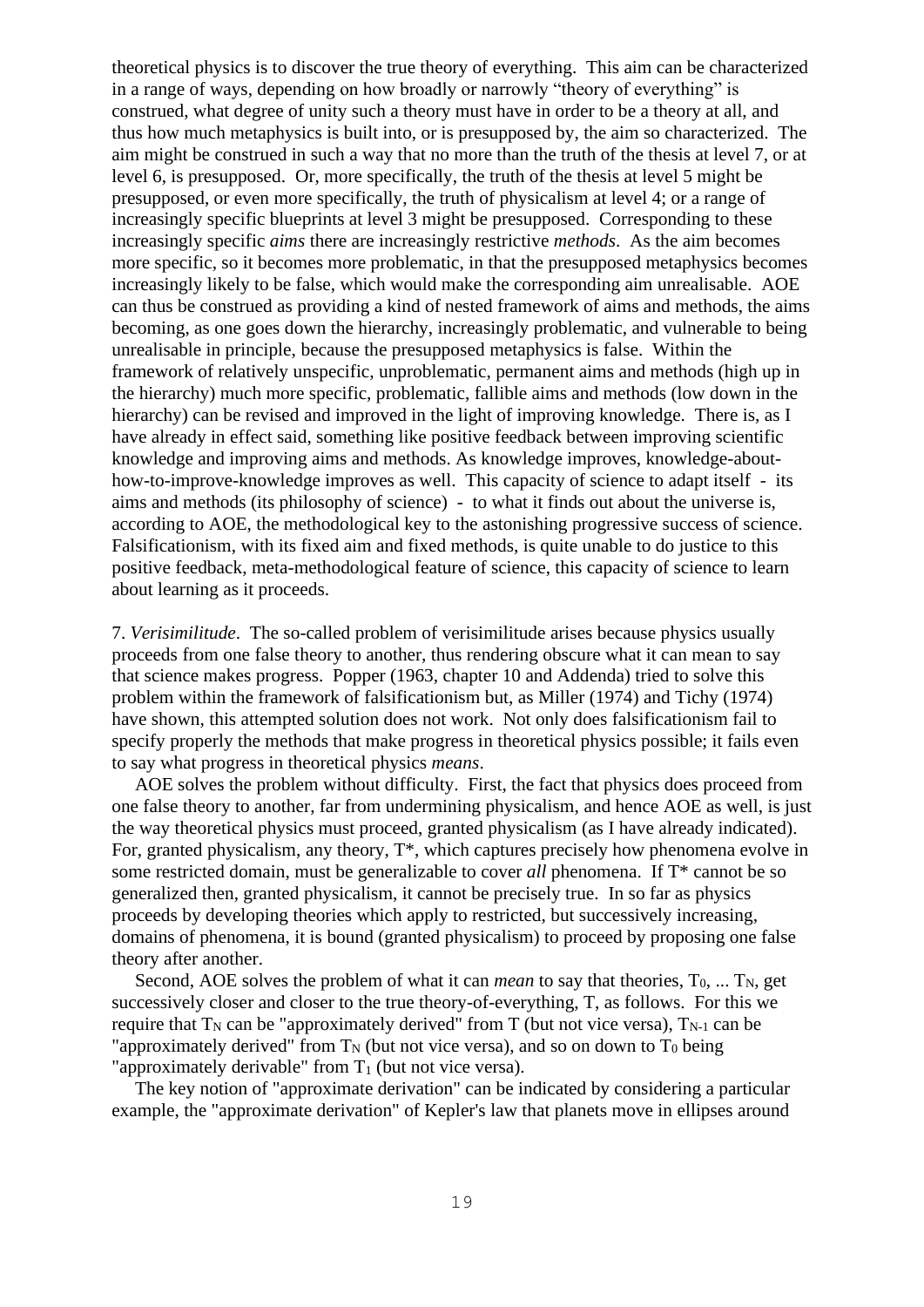theoretical physics is to discover the true theory of everything. This aim can be characterized in a range of ways, depending on how broadly or narrowly "theory of everything" is construed, what degree of unity such a theory must have in order to be a theory at all, and thus how much metaphysics is built into, or is presupposed by, the aim so characterized. The aim might be construed in such a way that no more than the truth of the thesis at level 7, or at level 6, is presupposed. Or, more specifically, the truth of the thesis at level 5 might be presupposed, or even more specifically, the truth of physicalism at level 4; or a range of increasingly specific blueprints at level 3 might be presupposed. Corresponding to these increasingly specific *aims* there are increasingly restrictive *methods*. As the aim becomes more specific, so it becomes more problematic, in that the presupposed metaphysics becomes increasingly likely to be false, which would make the corresponding aim unrealisable. AOE can thus be construed as providing a kind of nested framework of aims and methods, the aims becoming, as one goes down the hierarchy, increasingly problematic, and vulnerable to being unrealisable in principle, because the presupposed metaphysics is false. Within the framework of relatively unspecific, unproblematic, permanent aims and methods (high up in the hierarchy) much more specific, problematic, fallible aims and methods (low down in the hierarchy) can be revised and improved in the light of improving knowledge. There is, as I have already in effect said, something like positive feedback between improving scientific knowledge and improving aims and methods. As knowledge improves, knowledge-about-how-to-improve-knowledge improves as well. This capacity of science to adapt itself - its aims and methods (its philosophy of science) - to what it finds out about the universe is, according to AOE, the methodological key to the astonishing progressive success of science. Falsificationism, with its fixed aim and fixed methods, is quite unable to do justice to this positive feedback, meta-methodological feature of science, this capacity of science to learn about learning as it proceeds.

7. *Verisimilitude*. The so-called problem of verisimilitude arises because physics usually proceeds from one false theory to another, thus rendering obscure what it can mean to say that science makes progress. Popper (1963, chapter 10 and Addenda) tried to solve this problem within the framework of falsificationism but, as Miller (1974) and Tichy (1974) have shown, this attempted solution does not work. Not only does falsificationism fail to specify properly the methods that make progress in theoretical physics possible; it fails even to say what progress in theoretical physics *means*.

AOE solves the problem without difficulty. First, the fact that physics does proceed from one false theory to another, far from undermining physicalism, and hence AOE as well, is just the way theoretical physics must proceed, granted physicalism (as I have already indicated). For, granted physicalism, any theory, T*, which captures precisely how phenomena evolve in some restricted domain, must be generalizable to cover *all* phenomena. If T* cannot be so generalized then, granted physicalism, it cannot be precisely true. In so far as physics proceeds by developing theories which apply to restricted, but successively increasing, domains of phenomena, it is bound (granted physicalism) to proceed by proposing one false theory after another.

Second, AOE solves the problem of what it can *mean* to say that theories, $T_0$, ... $T_N$, get successively closer and closer to the true theory-of-everything, T, as follows. For this we require that $T_N$ can be "approximately derived" from T (but not vice versa), $T_{N-1}$ can be "approximately derived" from $T_N$ (but not vice versa), and so on down to $T_0$ being "approximately derivable" from $T_1$ (but not vice versa).

The key notion of "approximate derivation" can be indicated by considering a particular example, the "approximate derivation" of Kepler's law that planets move in ellipses around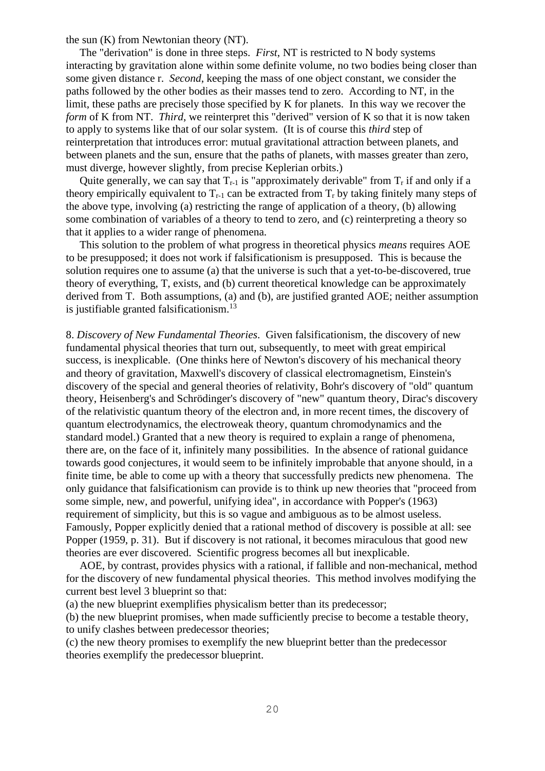the sun (K) from Newtonian theory (NT).

The "derivation" is done in three steps. *First*, NT is restricted to N body systems interacting by gravitation alone within some definite volume, no two bodies being closer than some given distance r. *Second*, keeping the mass of one object constant, we consider the paths followed by the other bodies as their masses tend to zero. According to NT, in the limit, these paths are precisely those specified by K for planets. In this way we recover the *form* of K from NT. *Third*, we reinterpret this "derived" version of K so that it is now taken to apply to systems like that of our solar system. (It is of course this *third* step of reinterpretation that introduces error: mutual gravitational attraction between planets, and between planets and the sun, ensure that the paths of planets, with masses greater than zero, must diverge, however slightly, from precise Keplerian orbits.)

Quite generally, we can say that $T_{r-1}$ is "approximately derivable" from $T_r$ if and only if a theory empirically equivalent to $T_{r-1}$ can be extracted from $T_r$ by taking finitely many steps of the above type, involving (a) restricting the range of application of a theory, (b) allowing some combination of variables of a theory to tend to zero, and (c) reinterpreting a theory so that it applies to a wider range of phenomena.

This solution to the problem of what progress in theoretical physics *means* requires AOE to be presupposed; it does not work if falsificationism is presupposed. This is because the solution requires one to assume (a) that the universe is such that a yet-to-be-discovered, true theory of everything, T, exists, and (b) current theoretical knowledge can be approximately derived from T. Both assumptions, (a) and (b), are justified granted AOE; neither assumption is justifiable granted falsificationism.[13]

8. *Discovery of New Fundamental Theories*. Given falsificationism, the discovery of new fundamental physical theories that turn out, subsequently, to meet with great empirical success, is inexplicable. (One thinks here of Newton's discovery of his mechanical theory and theory of gravitation, Maxwell's discovery of classical electromagnetism, Einstein's discovery of the special and general theories of relativity, Bohr's discovery of "old" quantum theory, Heisenberg's and Schrödinger's discovery of "new" quantum theory, Dirac's discovery of the relativistic quantum theory of the electron and, in more recent times, the discovery of quantum electrodynamics, the electroweak theory, quantum chromodynamics and the standard model.) Granted that a new theory is required to explain a range of phenomena, there are, on the face of it, infinitely many possibilities. In the absence of rational guidance towards good conjectures, it would seem to be infinitely improbable that anyone should, in a finite time, be able to come up with a theory that successfully predicts new phenomena. The only guidance that falsificationism can provide is to think up new theories that "proceed from some simple, new, and powerful, unifying idea", in accordance with Popper's (1963) requirement of simplicity, but this is so vague and ambiguous as to be almost useless. Famously, Popper explicitly denied that a rational method of discovery is possible at all: see Popper (1959, p. 31). But if discovery is not rational, it becomes miraculous that good new theories are ever discovered. Scientific progress becomes all but inexplicable.

AOE, by contrast, provides physics with a rational, if fallible and non-mechanical, method for the discovery of new fundamental physical theories. This method involves modifying the current best level 3 blueprint so that:

(a) the new blueprint exemplifies physicalism better than its predecessor;
(b) the new blueprint promises, when made sufficiently precise to become a testable theory, to unify clashes between predecessor theories;
(c) the new theory promises to exemplify the new blueprint better than the predecessor theories exemplify the predecessor blueprint.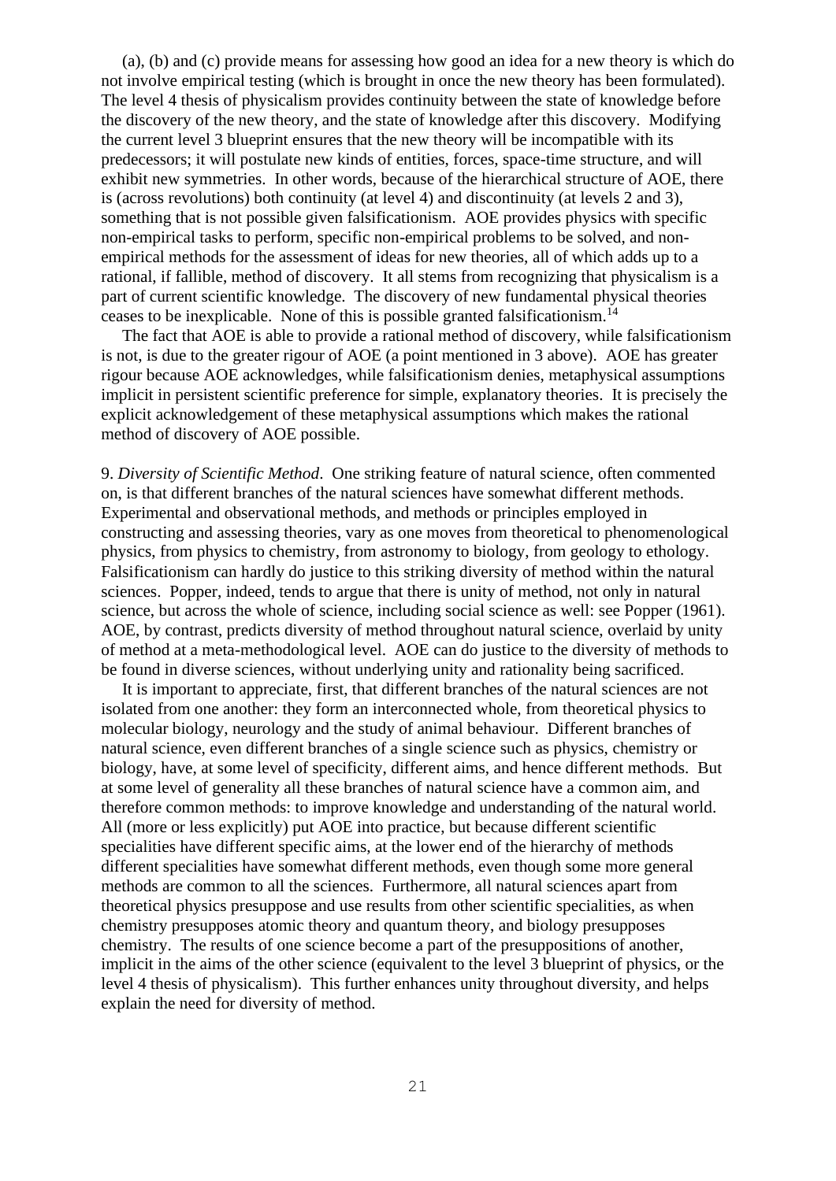(a), (b) and (c) provide means for assessing how good an idea for a new theory is which do not involve empirical testing (which is brought in once the new theory has been formulated). The level 4 thesis of physicalism provides continuity between the state of knowledge before the discovery of the new theory, and the state of knowledge after this discovery. Modifying the current level 3 blueprint ensures that the new theory will be incompatible with its predecessors; it will postulate new kinds of entities, forces, space-time structure, and will exhibit new symmetries. In other words, because of the hierarchical structure of AOE, there is (across revolutions) both continuity (at level 4) and discontinuity (at levels 2 and 3), something that is not possible given falsificationism. AOE provides physics with specific non-empirical tasks to perform, specific non-empirical problems to be solved, and non-empirical methods for the assessment of ideas for new theories, all of which adds up to a rational, if fallible, method of discovery. It all stems from recognizing that physicalism is a part of current scientific knowledge. The discovery of new fundamental physical theories ceases to be inexplicable. None of this is possible granted falsificationism.[14]

The fact that AOE is able to provide a rational method of discovery, while falsificationism is not, is due to the greater rigour of AOE (a point mentioned in 3 above). AOE has greater rigour because AOE acknowledges, while falsificationism denies, metaphysical assumptions implicit in persistent scientific preference for simple, explanatory theories. It is precisely the explicit acknowledgement of these metaphysical assumptions which makes the rational method of discovery of AOE possible.

9. *Diversity of Scientific Method*. One striking feature of natural science, often commented on, is that different branches of the natural sciences have somewhat different methods. Experimental and observational methods, and methods or principles employed in constructing and assessing theories, vary as one moves from theoretical to phenomenological physics, from physics to chemistry, from astronomy to biology, from geology to ethology. Falsificationism can hardly do justice to this striking diversity of method within the natural sciences. Popper, indeed, tends to argue that there is unity of method, not only in natural science, but across the whole of science, including social science as well: see Popper (1961). AOE, by contrast, predicts diversity of method throughout natural science, overlaid by unity of method at a meta-methodological level. AOE can do justice to the diversity of methods to be found in diverse sciences, without underlying unity and rationality being sacrificed.

It is important to appreciate, first, that different branches of the natural sciences are not isolated from one another: they form an interconnected whole, from theoretical physics to molecular biology, neurology and the study of animal behaviour. Different branches of natural science, even different branches of a single science such as physics, chemistry or biology, have, at some level of specificity, different aims, and hence different methods. But at some level of generality all these branches of natural science have a common aim, and therefore common methods: to improve knowledge and understanding of the natural world. All (more or less explicitly) put AOE into practice, but because different scientific specialities have different specific aims, at the lower end of the hierarchy of methods different specialities have somewhat different methods, even though some more general methods are common to all the sciences. Furthermore, all natural sciences apart from theoretical physics presuppose and use results from other scientific specialities, as when chemistry presupposes atomic theory and quantum theory, and biology presupposes chemistry. The results of one science become a part of the presuppositions of another, implicit in the aims of the other science (equivalent to the level 3 blueprint of physics, or the level 4 thesis of physicalism). This further enhances unity throughout diversity, and helps explain the need for diversity of method.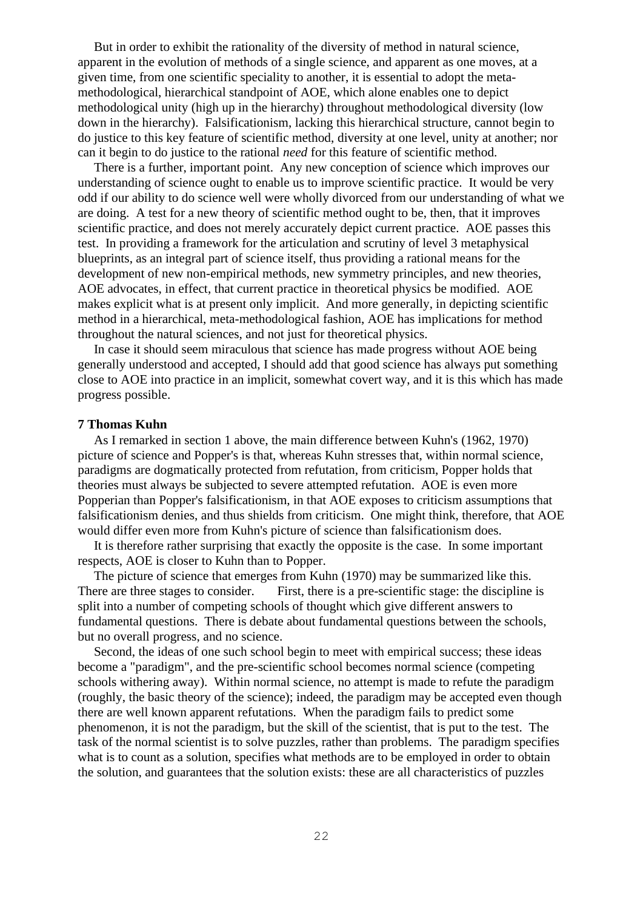But in order to exhibit the rationality of the diversity of method in natural science, apparent in the evolution of methods of a single science, and apparent as one moves, at a given time, from one scientific speciality to another, it is essential to adopt the meta-methodological, hierarchical standpoint of AOE, which alone enables one to depict methodological unity (high up in the hierarchy) throughout methodological diversity (low down in the hierarchy). Falsificationism, lacking this hierarchical structure, cannot begin to do justice to this key feature of scientific method, diversity at one level, unity at another; nor can it begin to do justice to the rational *need* for this feature of scientific method.

There is a further, important point. Any new conception of science which improves our understanding of science ought to enable us to improve scientific practice. It would be very odd if our ability to do science well were wholly divorced from our understanding of what we are doing. A test for a new theory of scientific method ought to be, then, that it improves scientific practice, and does not merely accurately depict current practice. AOE passes this test. In providing a framework for the articulation and scrutiny of level 3 metaphysical blueprints, as an integral part of science itself, thus providing a rational means for the development of new non-empirical methods, new symmetry principles, and new theories, AOE advocates, in effect, that current practice in theoretical physics be modified. AOE makes explicit what is at present only implicit. And more generally, in depicting scientific method in a hierarchical, meta-methodological fashion, AOE has implications for method throughout the natural sciences, and not just for theoretical physics.

In case it should seem miraculous that science has made progress without AOE being generally understood and accepted, I should add that good science has always put something close to AOE into practice in an implicit, somewhat covert way, and it is this which has made progress possible.

**7 Thomas Kuhn**

As I remarked in section 1 above, the main difference between Kuhn's (1962, 1970) picture of science and Popper's is that, whereas Kuhn stresses that, within normal science, paradigms are dogmatically protected from refutation, from criticism, Popper holds that theories must always be subjected to severe attempted refutation. AOE is even more Popperian than Popper's falsificationism, in that AOE exposes to criticism assumptions that falsificationism denies, and thus shields from criticism. One might think, therefore, that AOE would differ even more from Kuhn's picture of science than falsificationism does.

It is therefore rather surprising that exactly the opposite is the case. In some important respects, AOE is closer to Kuhn than to Popper.

The picture of science that emerges from Kuhn (1970) may be summarized like this. There are three stages to consider. First, there is a pre-scientific stage: the discipline is split into a number of competing schools of thought which give different answers to fundamental questions. There is debate about fundamental questions between the schools, but no overall progress, and no science.

Second, the ideas of one such school begin to meet with empirical success; these ideas become a "paradigm", and the pre-scientific school becomes normal science (competing schools withering away). Within normal science, no attempt is made to refute the paradigm (roughly, the basic theory of the science); indeed, the paradigm may be accepted even though there are well known apparent refutations. When the paradigm fails to predict some phenomenon, it is not the paradigm, but the skill of the scientist, that is put to the test. The task of the normal scientist is to solve puzzles, rather than problems. The paradigm specifies what is to count as a solution, specifies what methods are to be employed in order to obtain the solution, and guarantees that the solution exists: these are all characteristics of puzzles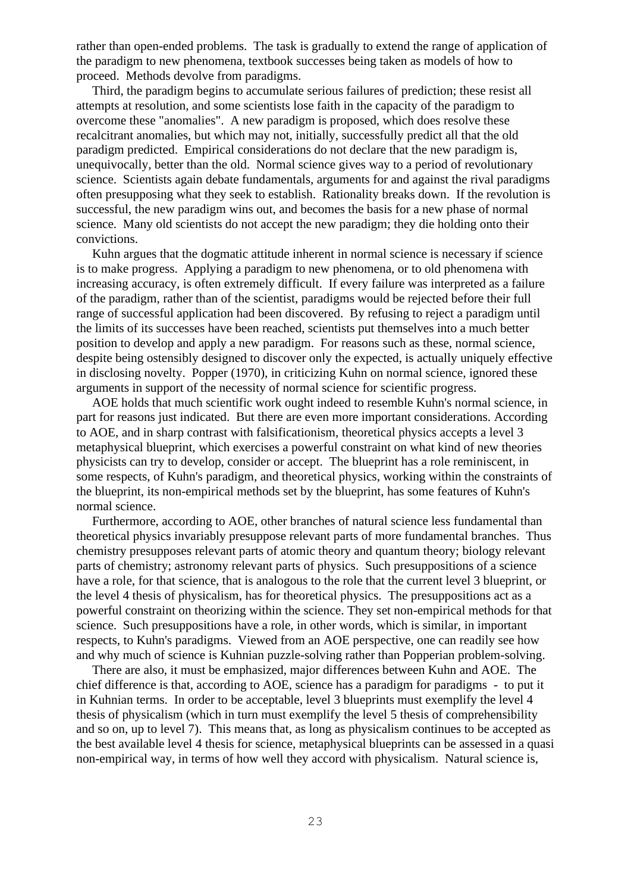rather than open-ended problems. The task is gradually to extend the range of application of the paradigm to new phenomena, textbook successes being taken as models of how to proceed. Methods devolve from paradigms.

Third, the paradigm begins to accumulate serious failures of prediction; these resist all attempts at resolution, and some scientists lose faith in the capacity of the paradigm to overcome these "anomalies". A new paradigm is proposed, which does resolve these recalcitrant anomalies, but which may not, initially, successfully predict all that the old paradigm predicted. Empirical considerations do not declare that the new paradigm is, unequivocally, better than the old. Normal science gives way to a period of revolutionary science. Scientists again debate fundamentals, arguments for and against the rival paradigms often presupposing what they seek to establish. Rationality breaks down. If the revolution is successful, the new paradigm wins out, and becomes the basis for a new phase of normal science. Many old scientists do not accept the new paradigm; they die holding onto their convictions.

Kuhn argues that the dogmatic attitude inherent in normal science is necessary if science is to make progress. Applying a paradigm to new phenomena, or to old phenomena with increasing accuracy, is often extremely difficult. If every failure was interpreted as a failure of the paradigm, rather than of the scientist, paradigms would be rejected before their full range of successful application had been discovered. By refusing to reject a paradigm until the limits of its successes have been reached, scientists put themselves into a much better position to develop and apply a new paradigm. For reasons such as these, normal science, despite being ostensibly designed to discover only the expected, is actually uniquely effective in disclosing novelty. Popper (1970), in criticizing Kuhn on normal science, ignored these arguments in support of the necessity of normal science for scientific progress.

AOE holds that much scientific work ought indeed to resemble Kuhn's normal science, in part for reasons just indicated. But there are even more important considerations. According to AOE, and in sharp contrast with falsificationism, theoretical physics accepts a level 3 metaphysical blueprint, which exercises a powerful constraint on what kind of new theories physicists can try to develop, consider or accept. The blueprint has a role reminiscent, in some respects, of Kuhn's paradigm, and theoretical physics, working within the constraints of the blueprint, its non-empirical methods set by the blueprint, has some features of Kuhn's normal science.

Furthermore, according to AOE, other branches of natural science less fundamental than theoretical physics invariably presuppose relevant parts of more fundamental branches. Thus chemistry presupposes relevant parts of atomic theory and quantum theory; biology relevant parts of chemistry; astronomy relevant parts of physics. Such presuppositions of a science have a role, for that science, that is analogous to the role that the current level 3 blueprint, or the level 4 thesis of physicalism, has for theoretical physics. The presuppositions act as a powerful constraint on theorizing within the science. They set non-empirical methods for that science. Such presuppositions have a role, in other words, which is similar, in important respects, to Kuhn's paradigms. Viewed from an AOE perspective, one can readily see how and why much of science is Kuhnian puzzle-solving rather than Popperian problem-solving.

There are also, it must be emphasized, major differences between Kuhn and AOE. The chief difference is that, according to AOE, science has a paradigm for paradigms - to put it in Kuhnian terms. In order to be acceptable, level 3 blueprints must exemplify the level 4 thesis of physicalism (which in turn must exemplify the level 5 thesis of comprehensibility and so on, up to level 7). This means that, as long as physicalism continues to be accepted as the best available level 4 thesis for science, metaphysical blueprints can be assessed in a quasi non-empirical way, in terms of how well they accord with physicalism. Natural science is,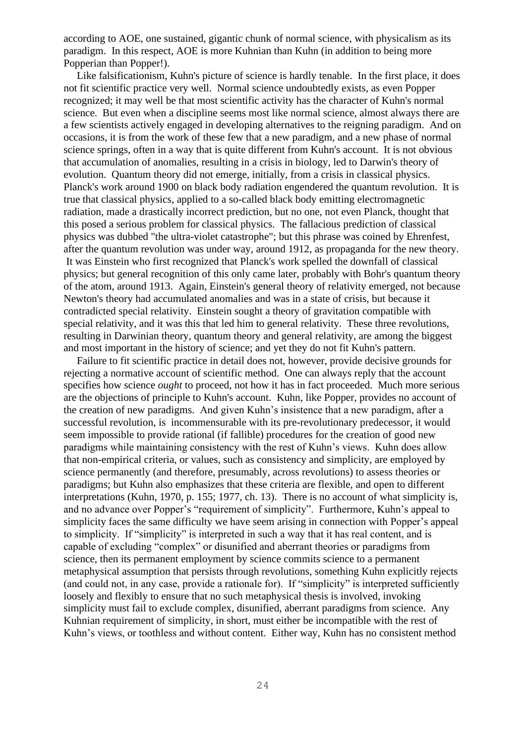according to AOE, one sustained, gigantic chunk of normal science, with physicalism as its paradigm. In this respect, AOE is more Kuhnian than Kuhn (in addition to being more Popperian than Popper!).

Like falsificationism, Kuhn's picture of science is hardly tenable. In the first place, it does not fit scientific practice very well. Normal science undoubtedly exists, as even Popper recognized; it may well be that most scientific activity has the character of Kuhn's normal science. But even when a discipline seems most like normal science, almost always there are a few scientists actively engaged in developing alternatives to the reigning paradigm. And on occasions, it is from the work of these few that a new paradigm, and a new phase of normal science springs, often in a way that is quite different from Kuhn's account. It is not obvious that accumulation of anomalies, resulting in a crisis in biology, led to Darwin's theory of evolution. Quantum theory did not emerge, initially, from a crisis in classical physics. Planck's work around 1900 on black body radiation engendered the quantum revolution. It is true that classical physics, applied to a so-called black body emitting electromagnetic radiation, made a drastically incorrect prediction, but no one, not even Planck, thought that this posed a serious problem for classical physics. The fallacious prediction of classical physics was dubbed "the ultra-violet catastrophe"; but this phrase was coined by Ehrenfest, after the quantum revolution was under way, around 1912, as propaganda for the new theory. It was Einstein who first recognized that Planck's work spelled the downfall of classical physics; but general recognition of this only came later, probably with Bohr's quantum theory of the atom, around 1913. Again, Einstein's general theory of relativity emerged, not because Newton's theory had accumulated anomalies and was in a state of crisis, but because it contradicted special relativity. Einstein sought a theory of gravitation compatible with special relativity, and it was this that led him to general relativity. These three revolutions, resulting in Darwinian theory, quantum theory and general relativity, are among the biggest and most important in the history of science; and yet they do not fit Kuhn's pattern.

Failure to fit scientific practice in detail does not, however, provide decisive grounds for rejecting a normative account of scientific method. One can always reply that the account specifies how science *ought* to proceed, not how it has in fact proceeded. Much more serious are the objections of principle to Kuhn's account. Kuhn, like Popper, provides no account of the creation of new paradigms. And given Kuhn's insistence that a new paradigm, after a successful revolution, is incommensurable with its pre-revolutionary predecessor, it would seem impossible to provide rational (if fallible) procedures for the creation of good new paradigms while maintaining consistency with the rest of Kuhn's views. Kuhn does allow that non-empirical criteria, or values, such as consistency and simplicity, are employed by science permanently (and therefore, presumably, across revolutions) to assess theories or paradigms; but Kuhn also emphasizes that these criteria are flexible, and open to different interpretations (Kuhn, 1970, p. 155; 1977, ch. 13). There is no account of what simplicity is, and no advance over Popper's "requirement of simplicity". Furthermore, Kuhn's appeal to simplicity faces the same difficulty we have seem arising in connection with Popper's appeal to simplicity. If "simplicity" is interpreted in such a way that it has real content, and is capable of excluding "complex" or disunified and aberrant theories or paradigms from science, then its permanent employment by science commits science to a permanent metaphysical assumption that persists through revolutions, something Kuhn explicitly rejects (and could not, in any case, provide a rationale for). If "simplicity" is interpreted sufficiently loosely and flexibly to ensure that no such metaphysical thesis is involved, invoking simplicity must fail to exclude complex, disunified, aberrant paradigms from science. Any Kuhnian requirement of simplicity, in short, must either be incompatible with the rest of Kuhn's views, or toothless and without content. Either way, Kuhn has no consistent method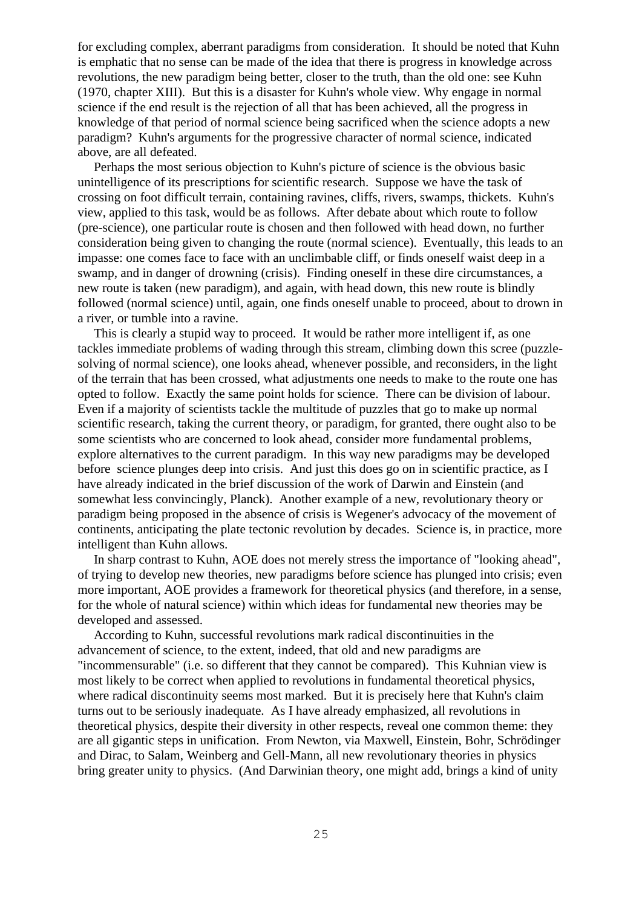for excluding complex, aberrant paradigms from consideration. It should be noted that Kuhn is emphatic that no sense can be made of the idea that there is progress in knowledge across revolutions, the new paradigm being better, closer to the truth, than the old one: see Kuhn (1970, chapter XIII). But this is a disaster for Kuhn's whole view. Why engage in normal science if the end result is the rejection of all that has been achieved, all the progress in knowledge of that period of normal science being sacrificed when the science adopts a new paradigm? Kuhn's arguments for the progressive character of normal science, indicated above, are all defeated.

Perhaps the most serious objection to Kuhn's picture of science is the obvious basic unintelligence of its prescriptions for scientific research. Suppose we have the task of crossing on foot difficult terrain, containing ravines, cliffs, rivers, swamps, thickets. Kuhn's view, applied to this task, would be as follows. After debate about which route to follow (pre-science), one particular route is chosen and then followed with head down, no further consideration being given to changing the route (normal science). Eventually, this leads to an impasse: one comes face to face with an unclimbable cliff, or finds oneself waist deep in a swamp, and in danger of drowning (crisis). Finding oneself in these dire circumstances, a new route is taken (new paradigm), and again, with head down, this new route is blindly followed (normal science) until, again, one finds oneself unable to proceed, about to drown in a river, or tumble into a ravine.

This is clearly a stupid way to proceed. It would be rather more intelligent if, as one tackles immediate problems of wading through this stream, climbing down this scree (puzzle-solving of normal science), one looks ahead, whenever possible, and reconsiders, in the light of the terrain that has been crossed, what adjustments one needs to make to the route one has opted to follow. Exactly the same point holds for science. There can be division of labour. Even if a majority of scientists tackle the multitude of puzzles that go to make up normal scientific research, taking the current theory, or paradigm, for granted, there ought also to be some scientists who are concerned to look ahead, consider more fundamental problems, explore alternatives to the current paradigm. In this way new paradigms may be developed before science plunges deep into crisis. And just this does go on in scientific practice, as I have already indicated in the brief discussion of the work of Darwin and Einstein (and somewhat less convincingly, Planck). Another example of a new, revolutionary theory or paradigm being proposed in the absence of crisis is Wegener's advocacy of the movement of continents, anticipating the plate tectonic revolution by decades. Science is, in practice, more intelligent than Kuhn allows.

In sharp contrast to Kuhn, AOE does not merely stress the importance of "looking ahead", of trying to develop new theories, new paradigms before science has plunged into crisis; even more important, AOE provides a framework for theoretical physics (and therefore, in a sense, for the whole of natural science) within which ideas for fundamental new theories may be developed and assessed.

According to Kuhn, successful revolutions mark radical discontinuities in the advancement of science, to the extent, indeed, that old and new paradigms are "incommensurable" (i.e. so different that they cannot be compared). This Kuhnian view is most likely to be correct when applied to revolutions in fundamental theoretical physics, where radical discontinuity seems most marked. But it is precisely here that Kuhn's claim turns out to be seriously inadequate. As I have already emphasized, all revolutions in theoretical physics, despite their diversity in other respects, reveal one common theme: they are all gigantic steps in unification. From Newton, via Maxwell, Einstein, Bohr, Schrödinger and Dirac, to Salam, Weinberg and Gell-Mann, all new revolutionary theories in physics bring greater unity to physics. (And Darwinian theory, one might add, brings a kind of unity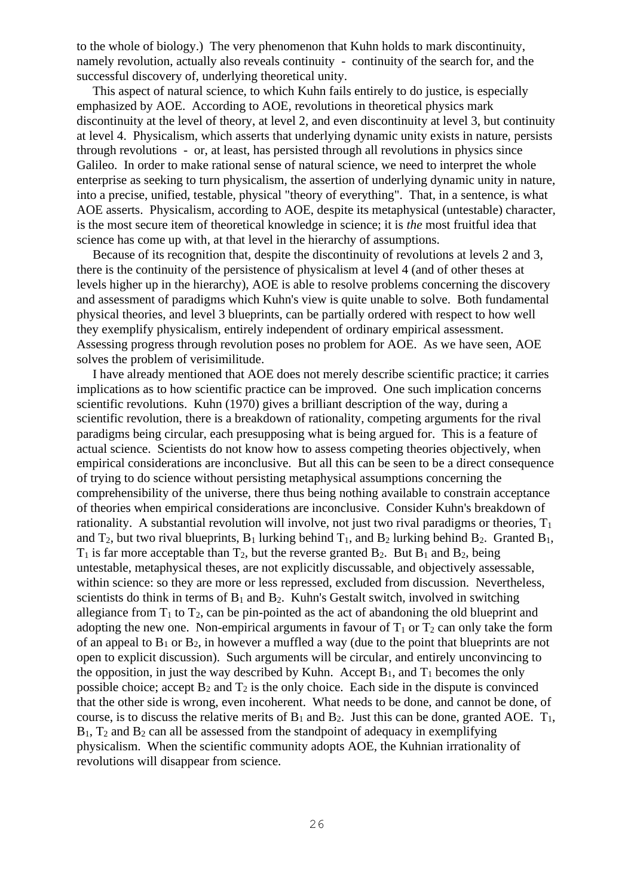to the whole of biology.) The very phenomenon that Kuhn holds to mark discontinuity, namely revolution, actually also reveals continuity - continuity of the search for, and the successful discovery of, underlying theoretical unity.

This aspect of natural science, to which Kuhn fails entirely to do justice, is especially emphasized by AOE. According to AOE, revolutions in theoretical physics mark discontinuity at the level of theory, at level 2, and even discontinuity at level 3, but continuity at level 4. Physicalism, which asserts that underlying dynamic unity exists in nature, persists through revolutions - or, at least, has persisted through all revolutions in physics since Galileo. In order to make rational sense of natural science, we need to interpret the whole enterprise as seeking to turn physicalism, the assertion of underlying dynamic unity in nature, into a precise, unified, testable, physical "theory of everything". That, in a sentence, is what AOE asserts. Physicalism, according to AOE, despite its metaphysical (untestable) character, is the most secure item of theoretical knowledge in science; it is *the* most fruitful idea that science has come up with, at that level in the hierarchy of assumptions.

Because of its recognition that, despite the discontinuity of revolutions at levels 2 and 3, there is the continuity of the persistence of physicalism at level 4 (and of other theses at levels higher up in the hierarchy), AOE is able to resolve problems concerning the discovery and assessment of paradigms which Kuhn's view is quite unable to solve. Both fundamental physical theories, and level 3 blueprints, can be partially ordered with respect to how well they exemplify physicalism, entirely independent of ordinary empirical assessment. Assessing progress through revolution poses no problem for AOE. As we have seen, AOE solves the problem of verisimilitude.

I have already mentioned that AOE does not merely describe scientific practice; it carries implications as to how scientific practice can be improved. One such implication concerns scientific revolutions. Kuhn (1970) gives a brilliant description of the way, during a scientific revolution, there is a breakdown of rationality, competing arguments for the rival paradigms being circular, each presupposing what is being argued for. This is a feature of actual science. Scientists do not know how to assess competing theories objectively, when empirical considerations are inconclusive. But all this can be seen to be a direct consequence of trying to do science without persisting metaphysical assumptions concerning the comprehensibility of the universe, there thus being nothing available to constrain acceptance of theories when empirical considerations are inconclusive. Consider Kuhn's breakdown of rationality. A substantial revolution will involve, not just two rival paradigms or theories, $T_1$ and $T_2$, but two rival blueprints, $B_1$ lurking behind $T_1$, and $B_2$ lurking behind $B_2$. Granted $B_1$, $T_1$ is far more acceptable than $T_2$, but the reverse granted $B_2$. But $B_1$ and $B_2$, being untestable, metaphysical theses, are not explicitly discussable, and objectively assessable, within science: so they are more or less repressed, excluded from discussion. Nevertheless, scientists do think in terms of $B_1$ and $B_2$. Kuhn's Gestalt switch, involved in switching allegiance from $T_1$ to $T_2$, can be pin-pointed as the act of abandoning the old blueprint and adopting the new one. Non-empirical arguments in favour of $T_1$ or $T_2$ can only take the form of an appeal to $B_1$ or $B_2$, in however a muffled a way (due to the point that blueprints are not open to explicit discussion). Such arguments will be circular, and entirely unconvincing to the opposition, in just the way described by Kuhn. Accept $B_1$, and $T_1$ becomes the only possible choice; accept $B_2$ and $T_2$ is the only choice. Each side in the dispute is convinced that the other side is wrong, even incoherent. What needs to be done, and cannot be done, of course, is to discuss the relative merits of $B_1$ and $B_2$. Just this can be done, granted AOE. $T_1$, $B_1$, $T_2$ and $B_2$ can all be assessed from the standpoint of adequacy in exemplifying physicalism. When the scientific community adopts AOE, the Kuhnian irrationality of revolutions will disappear from science.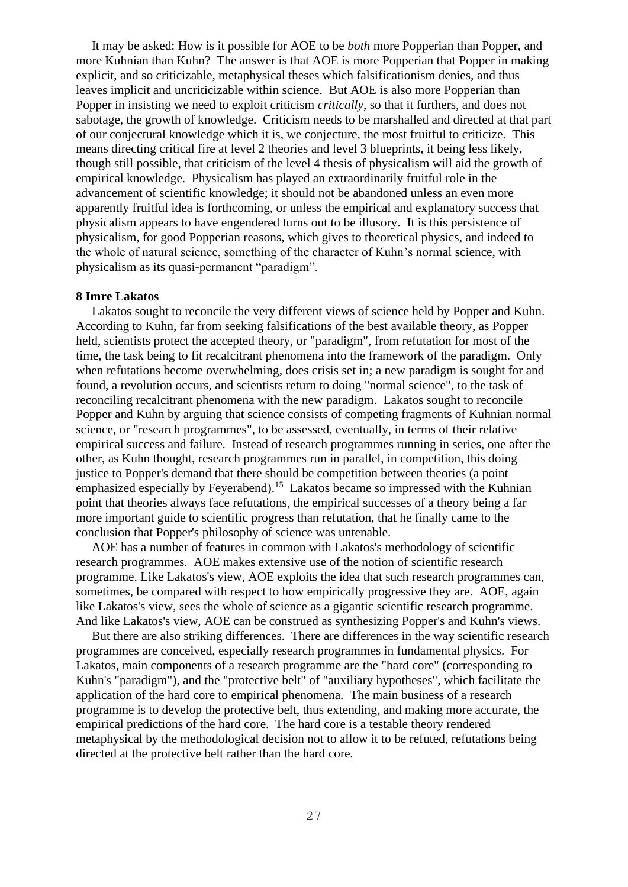It may be asked: How is it possible for AOE to be *both* more Popperian than Popper, and more Kuhnian than Kuhn? The answer is that AOE is more Popperian that Popper in making explicit, and so criticizable, metaphysical theses which falsificationism denies, and thus leaves implicit and uncriticizable within science. But AOE is also more Popperian than Popper in insisting we need to exploit criticism *critically*, so that it furthers, and does not sabotage, the growth of knowledge. Criticism needs to be marshalled and directed at that part of our conjectural knowledge which it is, we conjecture, the most fruitful to criticize. This means directing critical fire at level 2 theories and level 3 blueprints, it being less likely, though still possible, that criticism of the level 4 thesis of physicalism will aid the growth of empirical knowledge. Physicalism has played an extraordinarily fruitful role in the advancement of scientific knowledge; it should not be abandoned unless an even more apparently fruitful idea is forthcoming, or unless the empirical and explanatory success that physicalism appears to have engendered turns out to be illusory. It is this persistence of physicalism, for good Popperian reasons, which gives to theoretical physics, and indeed to the whole of natural science, something of the character of Kuhn's normal science, with physicalism as its quasi-permanent "paradigm".

**8 Imre Lakatos**

Lakatos sought to reconcile the very different views of science held by Popper and Kuhn. According to Kuhn, far from seeking falsifications of the best available theory, as Popper held, scientists protect the accepted theory, or "paradigm", from refutation for most of the time, the task being to fit recalcitrant phenomena into the framework of the paradigm. Only when refutations become overwhelming, does crisis set in; a new paradigm is sought for and found, a revolution occurs, and scientists return to doing "normal science", to the task of reconciling recalcitrant phenomena with the new paradigm. Lakatos sought to reconcile Popper and Kuhn by arguing that science consists of competing fragments of Kuhnian normal science, or "research programmes", to be assessed, eventually, in terms of their relative empirical success and failure. Instead of research programmes running in series, one after the other, as Kuhn thought, research programmes run in parallel, in competition, this doing justice to Popper's demand that there should be competition between theories (a point emphasized especially by Feyerabend).[15] Lakatos became so impressed with the Kuhnian point that theories always face refutations, the empirical successes of a theory being a far more important guide to scientific progress than refutation, that he finally came to the conclusion that Popper's philosophy of science was untenable.

AOE has a number of features in common with Lakatos's methodology of scientific research programmes. AOE makes extensive use of the notion of scientific research programme. Like Lakatos's view, AOE exploits the idea that such research programmes can, sometimes, be compared with respect to how empirically progressive they are. AOE, again like Lakatos's view, sees the whole of science as a gigantic scientific research programme. And like Lakatos's view, AOE can be construed as synthesizing Popper's and Kuhn's views.

But there are also striking differences. There are differences in the way scientific research programmes are conceived, especially research programmes in fundamental physics. For Lakatos, main components of a research programme are the "hard core" (corresponding to Kuhn's "paradigm"), and the "protective belt" of "auxiliary hypotheses", which facilitate the application of the hard core to empirical phenomena. The main business of a research programme is to develop the protective belt, thus extending, and making more accurate, the empirical predictions of the hard core. The hard core is a testable theory rendered metaphysical by the methodological decision not to allow it to be refuted, refutations being directed at the protective belt rather than the hard core.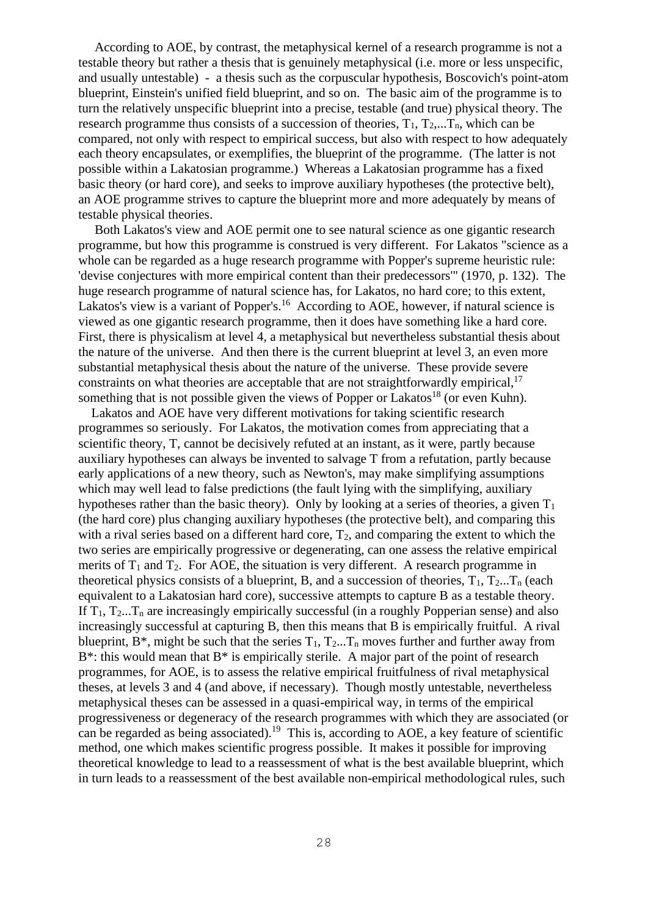According to AOE, by contrast, the metaphysical kernel of a research programme is not a testable theory but rather a thesis that is genuinely metaphysical (i.e. more or less unspecific, and usually untestable) - a thesis such as the corpuscular hypothesis, Boscovich's point-atom blueprint, Einstein's unified field blueprint, and so on. The basic aim of the programme is to turn the relatively unspecific blueprint into a precise, testable (and true) physical theory. The research programme thus consists of a succession of theories, $T_1$, $T_2$,...$T_n$, which can be compared, not only with respect to empirical success, but also with respect to how adequately each theory encapsulates, or exemplifies, the blueprint of the programme. (The latter is not possible within a Lakatosian programme.) Whereas a Lakatosian programme has a fixed basic theory (or hard core), and seeks to improve auxiliary hypotheses (the protective belt), an AOE programme strives to capture the blueprint more and more adequately by means of testable physical theories.

Both Lakatos's view and AOE permit one to see natural science as one gigantic research programme, but how this programme is construed is very different. For Lakatos "science as a whole can be regarded as a huge research programme with Popper's supreme heuristic rule: 'devise conjectures with more empirical content than their predecessors'" (1970, p. 132). The huge research programme of natural science has, for Lakatos, no hard core; to this extent, Lakatos's view is a variant of Popper's.[16] According to AOE, however, if natural science is viewed as one gigantic research programme, then it does have something like a hard core. First, there is physicalism at level 4, a metaphysical but nevertheless substantial thesis about the nature of the universe. And then there is the current blueprint at level 3, an even more substantial metaphysical thesis about the nature of the universe. These provide severe constraints on what theories are acceptable that are not straightforwardly empirical,[17] something that is not possible given the views of Popper or Lakatos[18] (or even Kuhn).

Lakatos and AOE have very different motivations for taking scientific research programmes so seriously. For Lakatos, the motivation comes from appreciating that a scientific theory, T, cannot be decisively refuted at an instant, as it were, partly because auxiliary hypotheses can always be invented to salvage T from a refutation, partly because early applications of a new theory, such as Newton's, may make simplifying assumptions which may well lead to false predictions (the fault lying with the simplifying, auxiliary hypotheses rather than the basic theory). Only by looking at a series of theories, a given $T_1$ (the hard core) plus changing auxiliary hypotheses (the protective belt), and comparing this with a rival series based on a different hard core, $T_2$, and comparing the extent to which the two series are empirically progressive or degenerating, can one assess the relative empirical merits of $T_1$ and $T_2$. For AOE, the situation is very different. A research programme in theoretical physics consists of a blueprint, B, and a succession of theories, $T_1$, $T_2$...$T_n$ (each equivalent to a Lakatosian hard core), successive attempts to capture B as a testable theory. If $T_1$, $T_2$...$T_n$ are increasingly empirically successful (in a roughly Popperian sense) and also increasingly successful at capturing B, then this means that B is empirically fruitful. A rival blueprint, B*, might be such that the series $T_1$, $T_2$...$T_n$ moves further and further away from B*: this would mean that B* is empirically sterile. A major part of the point of research programmes, for AOE, is to assess the relative empirical fruitfulness of rival metaphysical theses, at levels 3 and 4 (and above, if necessary). Though mostly untestable, nevertheless metaphysical theses can be assessed in a quasi-empirical way, in terms of the empirical progressiveness or degeneracy of the research programmes with which they are associated (or can be regarded as being associated).[19] This is, according to AOE, a key feature of scientific method, one which makes scientific progress possible. It makes it possible for improving theoretical knowledge to lead to a reassessment of what is the best available blueprint, which in turn leads to a reassessment of the best available non-empirical methodological rules, such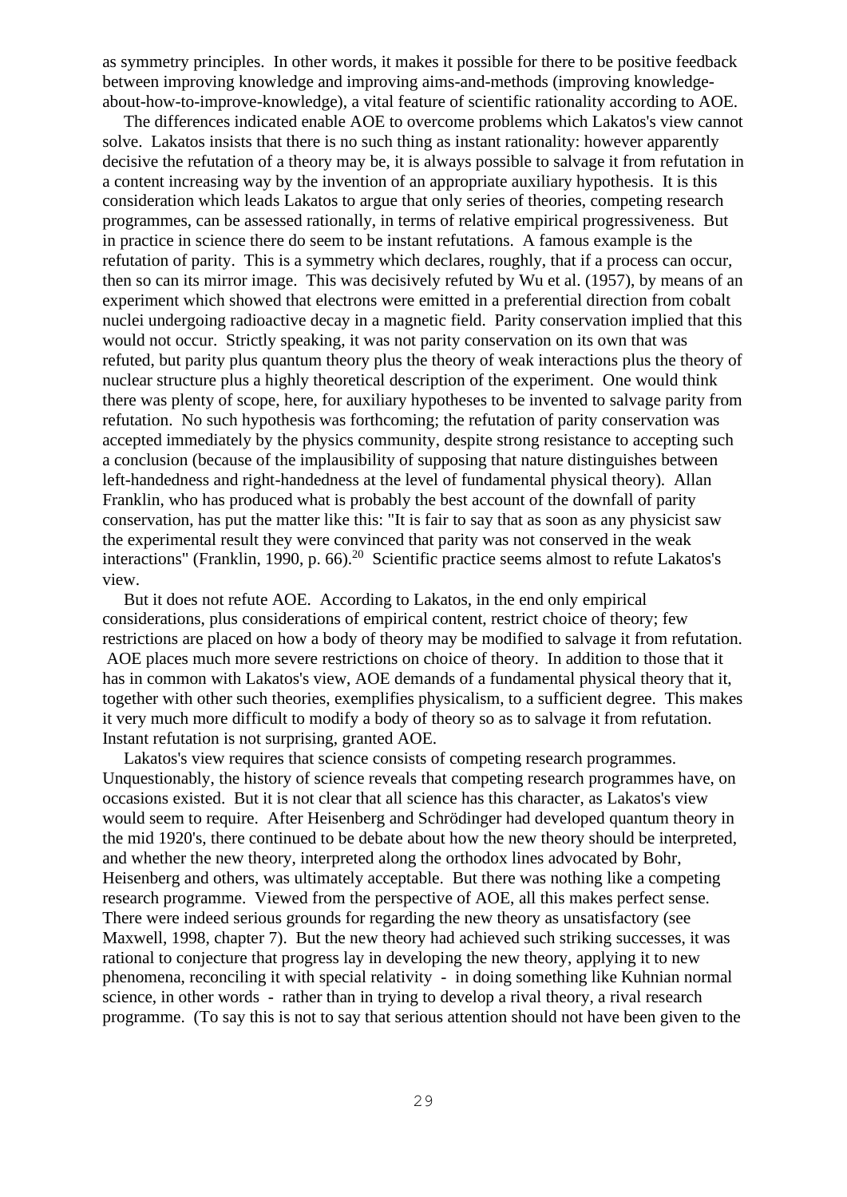as symmetry principles. In other words, it makes it possible for there to be positive feedback between improving knowledge and improving aims-and-methods (improving knowledge-about-how-to-improve-knowledge), a vital feature of scientific rationality according to AOE.

The differences indicated enable AOE to overcome problems which Lakatos's view cannot solve. Lakatos insists that there is no such thing as instant rationality: however apparently decisive the refutation of a theory may be, it is always possible to salvage it from refutation in a content increasing way by the invention of an appropriate auxiliary hypothesis. It is this consideration which leads Lakatos to argue that only series of theories, competing research programmes, can be assessed rationally, in terms of relative empirical progressiveness. But in practice in science there do seem to be instant refutations. A famous example is the refutation of parity. This is a symmetry which declares, roughly, that if a process can occur, then so can its mirror image. This was decisively refuted by Wu et al. (1957), by means of an experiment which showed that electrons were emitted in a preferential direction from cobalt nuclei undergoing radioactive decay in a magnetic field. Parity conservation implied that this would not occur. Strictly speaking, it was not parity conservation on its own that was refuted, but parity plus quantum theory plus the theory of weak interactions plus the theory of nuclear structure plus a highly theoretical description of the experiment. One would think there was plenty of scope, here, for auxiliary hypotheses to be invented to salvage parity from refutation. No such hypothesis was forthcoming; the refutation of parity conservation was accepted immediately by the physics community, despite strong resistance to accepting such a conclusion (because of the implausibility of supposing that nature distinguishes between left-handedness and right-handedness at the level of fundamental physical theory). Allan Franklin, who has produced what is probably the best account of the downfall of parity conservation, has put the matter like this: "It is fair to say that as soon as any physicist saw the experimental result they were convinced that parity was not conserved in the weak interactions" (Franklin, 1990, p. 66).[20] Scientific practice seems almost to refute Lakatos's view.

But it does not refute AOE. According to Lakatos, in the end only empirical considerations, plus considerations of empirical content, restrict choice of theory; few restrictions are placed on how a body of theory may be modified to salvage it from refutation. AOE places much more severe restrictions on choice of theory. In addition to those that it has in common with Lakatos's view, AOE demands of a fundamental physical theory that it, together with other such theories, exemplifies physicalism, to a sufficient degree. This makes it very much more difficult to modify a body of theory so as to salvage it from refutation. Instant refutation is not surprising, granted AOE.

Lakatos's view requires that science consists of competing research programmes. Unquestionably, the history of science reveals that competing research programmes have, on occasions existed. But it is not clear that all science has this character, as Lakatos's view would seem to require. After Heisenberg and Schrödinger had developed quantum theory in the mid 1920's, there continued to be debate about how the new theory should be interpreted, and whether the new theory, interpreted along the orthodox lines advocated by Bohr, Heisenberg and others, was ultimately acceptable. But there was nothing like a competing research programme. Viewed from the perspective of AOE, all this makes perfect sense. There were indeed serious grounds for regarding the new theory as unsatisfactory (see Maxwell, 1998, chapter 7). But the new theory had achieved such striking successes, it was rational to conjecture that progress lay in developing the new theory, applying it to new phenomena, reconciling it with special relativity - in doing something like Kuhnian normal science, in other words - rather than in trying to develop a rival theory, a rival research programme. (To say this is not to say that serious attention should not have been given to the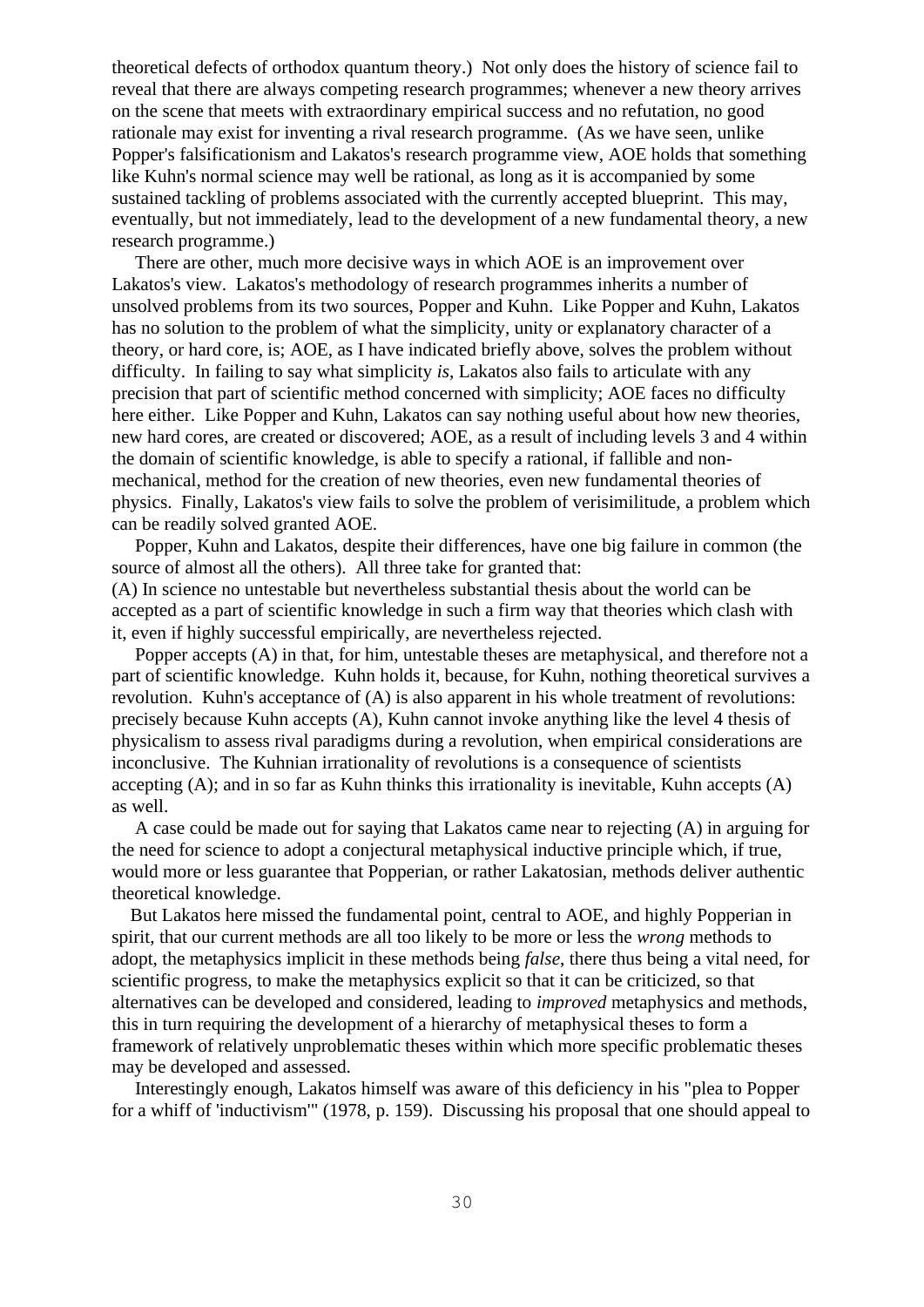theoretical defects of orthodox quantum theory.) Not only does the history of science fail to reveal that there are always competing research programmes; whenever a new theory arrives on the scene that meets with extraordinary empirical success and no refutation, no good rationale may exist for inventing a rival research programme. (As we have seen, unlike Popper's falsificationism and Lakatos's research programme view, AOE holds that something like Kuhn's normal science may well be rational, as long as it is accompanied by some sustained tackling of problems associated with the currently accepted blueprint. This may, eventually, but not immediately, lead to the development of a new fundamental theory, a new research programme.)

There are other, much more decisive ways in which AOE is an improvement over Lakatos's view. Lakatos's methodology of research programmes inherits a number of unsolved problems from its two sources, Popper and Kuhn. Like Popper and Kuhn, Lakatos has no solution to the problem of what the simplicity, unity or explanatory character of a theory, or hard core, is; AOE, as I have indicated briefly above, solves the problem without difficulty. In failing to say what simplicity *is*, Lakatos also fails to articulate with any precision that part of scientific method concerned with simplicity; AOE faces no difficulty here either. Like Popper and Kuhn, Lakatos can say nothing useful about how new theories, new hard cores, are created or discovered; AOE, as a result of including levels 3 and 4 within the domain of scientific knowledge, is able to specify a rational, if fallible and non-mechanical, method for the creation of new theories, even new fundamental theories of physics. Finally, Lakatos's view fails to solve the problem of verisimilitude, a problem which can be readily solved granted AOE.

Popper, Kuhn and Lakatos, despite their differences, have one big failure in common (the source of almost all the others). All three take for granted that:

(A) In science no untestable but nevertheless substantial thesis about the world can be accepted as a part of scientific knowledge in such a firm way that theories which clash with it, even if highly successful empirically, are nevertheless rejected.

Popper accepts (A) in that, for him, untestable theses are metaphysical, and therefore not a part of scientific knowledge. Kuhn holds it, because, for Kuhn, nothing theoretical survives a revolution. Kuhn's acceptance of (A) is also apparent in his whole treatment of revolutions: precisely because Kuhn accepts (A), Kuhn cannot invoke anything like the level 4 thesis of physicalism to assess rival paradigms during a revolution, when empirical considerations are inconclusive. The Kuhnian irrationality of revolutions is a consequence of scientists accepting (A); and in so far as Kuhn thinks this irrationality is inevitable, Kuhn accepts (A) as well.

A case could be made out for saying that Lakatos came near to rejecting (A) in arguing for the need for science to adopt a conjectural metaphysical inductive principle which, if true, would more or less guarantee that Popperian, or rather Lakatosian, methods deliver authentic theoretical knowledge.

But Lakatos here missed the fundamental point, central to AOE, and highly Popperian in spirit, that our current methods are all too likely to be more or less the *wrong* methods to adopt, the metaphysics implicit in these methods being *false*, there thus being a vital need, for scientific progress, to make the metaphysics explicit so that it can be criticized, so that alternatives can be developed and considered, leading to *improved* metaphysics and methods, this in turn requiring the development of a hierarchy of metaphysical theses to form a framework of relatively unproblematic theses within which more specific problematic theses may be developed and assessed.

Interestingly enough, Lakatos himself was aware of this deficiency in his "plea to Popper for a whiff of 'inductivism'" (1978, p. 159). Discussing his proposal that one should appeal to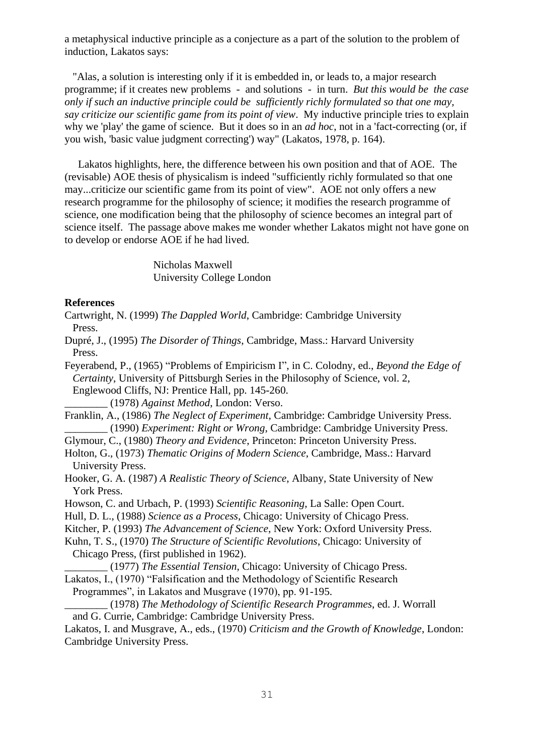a metaphysical inductive principle as a conjecture as a part of the solution to the problem of induction, Lakatos says:

"Alas, a solution is interesting only if it is embedded in, or leads to, a major research programme; if it creates new problems - and solutions - in turn. *But this would be the case only if such an inductive principle could be sufficiently richly formulated so that one may, say criticize our scientific game from its point of view*. My inductive principle tries to explain why we 'play' the game of science. But it does so in an *ad hoc*, not in a 'fact-correcting (or, if you wish, 'basic value judgment correcting') way" (Lakatos, 1978, p. 164).

Lakatos highlights, here, the difference between his own position and that of AOE. The (revisable) AOE thesis of physicalism is indeed "sufficiently richly formulated so that one may...criticize our scientific game from its point of view". AOE not only offers a new research programme for the philosophy of science; it modifies the research programme of science, one modification being that the philosophy of science becomes an integral part of science itself. The passage above makes me wonder whether Lakatos might not have gone on to develop or endorse AOE if he had lived.

Nicholas Maxwell
University College London

**References**

Cartwright, N. (1999) *The Dappled World*, Cambridge: Cambridge University Press.

Dupré, J., (1995) *The Disorder of Things*, Cambridge, Mass.: Harvard University Press.

Feyerabend, P., (1965) "Problems of Empiricism I", in C. Colodny, ed., *Beyond the Edge of Certainty*, University of Pittsburgh Series in the Philosophy of Science, vol. 2, Englewood Cliffs, NJ: Prentice Hall, pp. 145-260.

________ (1978) *Against Method*, London: Verso.

Franklin, A., (1986) *The Neglect of Experiment*, Cambridge: Cambridge University Press.

________ (1990) *Experiment: Right or Wrong*, Cambridge: Cambridge University Press.

Glymour, C., (1980) *Theory and Evidence*, Princeton: Princeton University Press.

Holton, G., (1973) *Thematic Origins of Modern Science*, Cambridge, Mass.: Harvard University Press.

Hooker, G. A. (1987) *A Realistic Theory of Science*, Albany, State University of New York Press.

Howson, C. and Urbach, P. (1993) *Scientific Reasoning*, La Salle: Open Court.

Hull, D. L., (1988) *Science as a Process*, Chicago: University of Chicago Press.

Kitcher, P. (1993) *The Advancement of Science*, New York: Oxford University Press.

Kuhn, T. S., (1970) *The Structure of Scientific Revolutions*, Chicago: University of Chicago Press, (first published in 1962).

________ (1977) *The Essential Tension*, Chicago: University of Chicago Press.

Lakatos, I., (1970) "Falsification and the Methodology of Scientific Research Programmes", in Lakatos and Musgrave (1970), pp. 91-195.

________ (1978) *The Methodology of Scientific Research Programmes*, ed. J. Worrall and G. Currie, Cambridge: Cambridge University Press.

Lakatos, I. and Musgrave, A., eds., (1970) *Criticism and the Growth of Knowledge*, London: Cambridge University Press.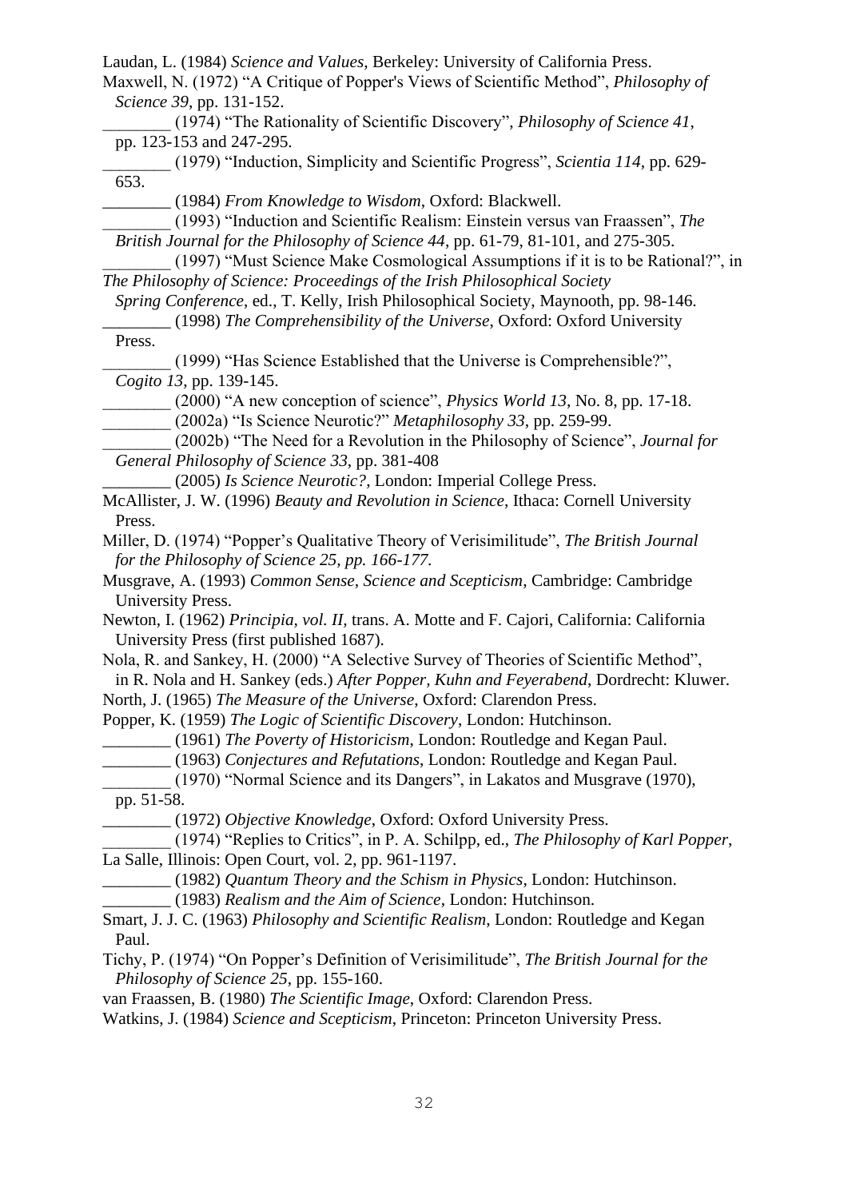Laudan, L. (1984) *Science and Values*, Berkeley: University of California Press.

Maxwell, N. (1972) "A Critique of Popper's Views of Scientific Method", *Philosophy of Science 39*, pp. 131-152.

________ (1974) "The Rationality of Scientific Discovery", *Philosophy of Science 41*, pp. 123-153 and 247-295.

________ (1979) "Induction, Simplicity and Scientific Progress", *Scientia 114*, pp. 629-653.

________ (1984) *From Knowledge to Wisdom*, Oxford: Blackwell.

________ (1993) "Induction and Scientific Realism: Einstein versus van Fraassen", *The British Journal for the Philosophy of Science 44*, pp. 61-79, 81-101, and 275-305.

________ (1997) "Must Science Make Cosmological Assumptions if it is to be Rational?", in *The Philosophy of Science: Proceedings of the Irish Philosophical Society Spring Conference*, ed., T. Kelly, Irish Philosophical Society, Maynooth, pp. 98-146.

________ (1998) *The Comprehensibility of the Universe*, Oxford: Oxford University Press.

________ (1999) "Has Science Established that the Universe is Comprehensible?", *Cogito 13*, pp. 139-145.

________ (2000) "A new conception of science", *Physics World 13*, No. 8, pp. 17-18.

________ (2002a) "Is Science Neurotic?" *Metaphilosophy 33*, pp. 259-99.

________ (2002b) "The Need for a Revolution in the Philosophy of Science", *Journal for General Philosophy of Science 33*, pp. 381-408

________ (2005) *Is Science Neurotic?*, London: Imperial College Press.

McAllister, J. W. (1996) *Beauty and Revolution in Science*, Ithaca: Cornell University Press.

Miller, D. (1974) "Popper's Qualitative Theory of Verisimilitude", *The British Journal for the Philosophy of Science 25, pp. 166-177.*

Musgrave, A. (1993) *Common Sense, Science and Scepticism*, Cambridge: Cambridge University Press.

Newton, I. (1962) *Principia, vol. II*, trans. A. Motte and F. Cajori, California: California University Press (first published 1687).

Nola, R. and Sankey, H. (2000) "A Selective Survey of Theories of Scientific Method", in R. Nola and H. Sankey (eds.) *After Popper, Kuhn and Feyerabend*, Dordrecht: Kluwer.

North, J. (1965) *The Measure of the Universe*, Oxford: Clarendon Press.

Popper, K. (1959) *The Logic of Scientific Discovery*, London: Hutchinson.

________ (1961) *The Poverty of Historicism*, London: Routledge and Kegan Paul.

________ (1963) *Conjectures and Refutations*, London: Routledge and Kegan Paul.

________ (1970) "Normal Science and its Dangers", in Lakatos and Musgrave (1970), pp. 51-58.

________ (1972) *Objective Knowledge*, Oxford: Oxford University Press.

________ (1974) "Replies to Critics", in P. A. Schilpp, ed., *The Philosophy of Karl Popper*, La Salle, Illinois: Open Court, vol. 2, pp. 961-1197.

________ (1982) *Quantum Theory and the Schism in Physics*, London: Hutchinson.

________ (1983) *Realism and the Aim of Science*, London: Hutchinson.

Smart, J. J. C. (1963) *Philosophy and Scientific Realism*, London: Routledge and Kegan Paul.

Tichy, P. (1974) "On Popper's Definition of Verisimilitude", *The British Journal for the Philosophy of Science 25*, pp. 155-160.

van Fraassen, B. (1980) *The Scientific Image*, Oxford: Clarendon Press.

Watkins, J. (1984) *Science and Scepticism*, Princeton: Princeton University Press.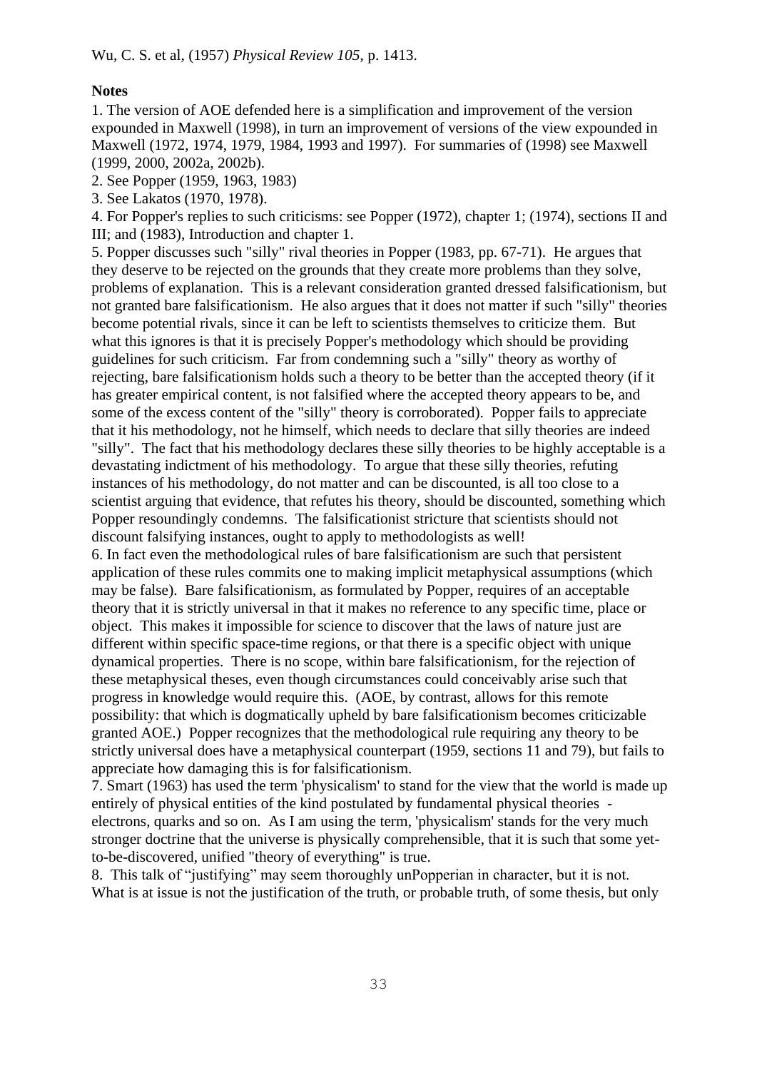Wu, C. S. et al, (1957) *Physical Review 105*, p. 1413.

**Notes**

1. The version of AOE defended here is a simplification and improvement of the version expounded in Maxwell (1998), in turn an improvement of versions of the view expounded in Maxwell (1972, 1974, 1979, 1984, 1993 and 1997). For summaries of (1998) see Maxwell (1999, 2000, 2002a, 2002b).
2. See Popper (1959, 1963, 1983)
3. See Lakatos (1970, 1978).
4. For Popper's replies to such criticisms: see Popper (1972), chapter 1; (1974), sections II and III; and (1983), Introduction and chapter 1.
5. Popper discusses such "silly" rival theories in Popper (1983, pp. 67-71). He argues that they deserve to be rejected on the grounds that they create more problems than they solve, problems of explanation. This is a relevant consideration granted dressed falsificationism, but not granted bare falsificationism. He also argues that it does not matter if such "silly" theories become potential rivals, since it can be left to scientists themselves to criticize them. But what this ignores is that it is precisely Popper's methodology which should be providing guidelines for such criticism. Far from condemning such a "silly" theory as worthy of rejecting, bare falsificationism holds such a theory to be better than the accepted theory (if it has greater empirical content, is not falsified where the accepted theory appears to be, and some of the excess content of the "silly" theory is corroborated). Popper fails to appreciate that it his methodology, not he himself, which needs to declare that silly theories are indeed "silly". The fact that his methodology declares these silly theories to be highly acceptable is a devastating indictment of his methodology. To argue that these silly theories, refuting instances of his methodology, do not matter and can be discounted, is all too close to a scientist arguing that evidence, that refutes his theory, should be discounted, something which Popper resoundingly condemns. The falsificationist stricture that scientists should not discount falsifying instances, ought to apply to methodologists as well!
6. In fact even the methodological rules of bare falsificationism are such that persistent application of these rules commits one to making implicit metaphysical assumptions (which may be false). Bare falsificationism, as formulated by Popper, requires of an acceptable theory that it is strictly universal in that it makes no reference to any specific time, place or object. This makes it impossible for science to discover that the laws of nature just are different within specific space-time regions, or that there is a specific object with unique dynamical properties. There is no scope, within bare falsificationism, for the rejection of these metaphysical theses, even though circumstances could conceivably arise such that progress in knowledge would require this. (AOE, by contrast, allows for this remote possibility: that which is dogmatically upheld by bare falsificationism becomes criticizable granted AOE.) Popper recognizes that the methodological rule requiring any theory to be strictly universal does have a metaphysical counterpart (1959, sections 11 and 79), but fails to appreciate how damaging this is for falsificationism.
7. Smart (1963) has used the term 'physicalism' to stand for the view that the world is made up entirely of physical entities of the kind postulated by fundamental physical theories - electrons, quarks and so on. As I am using the term, 'physicalism' stands for the very much stronger doctrine that the universe is physically comprehensible, that it is such that some yet-to-be-discovered, unified "theory of everything" is true.
8. This talk of "justifying" may seem thoroughly unPopperian in character, but it is not. What is at issue is not the justification of the truth, or probable truth, of some thesis, but only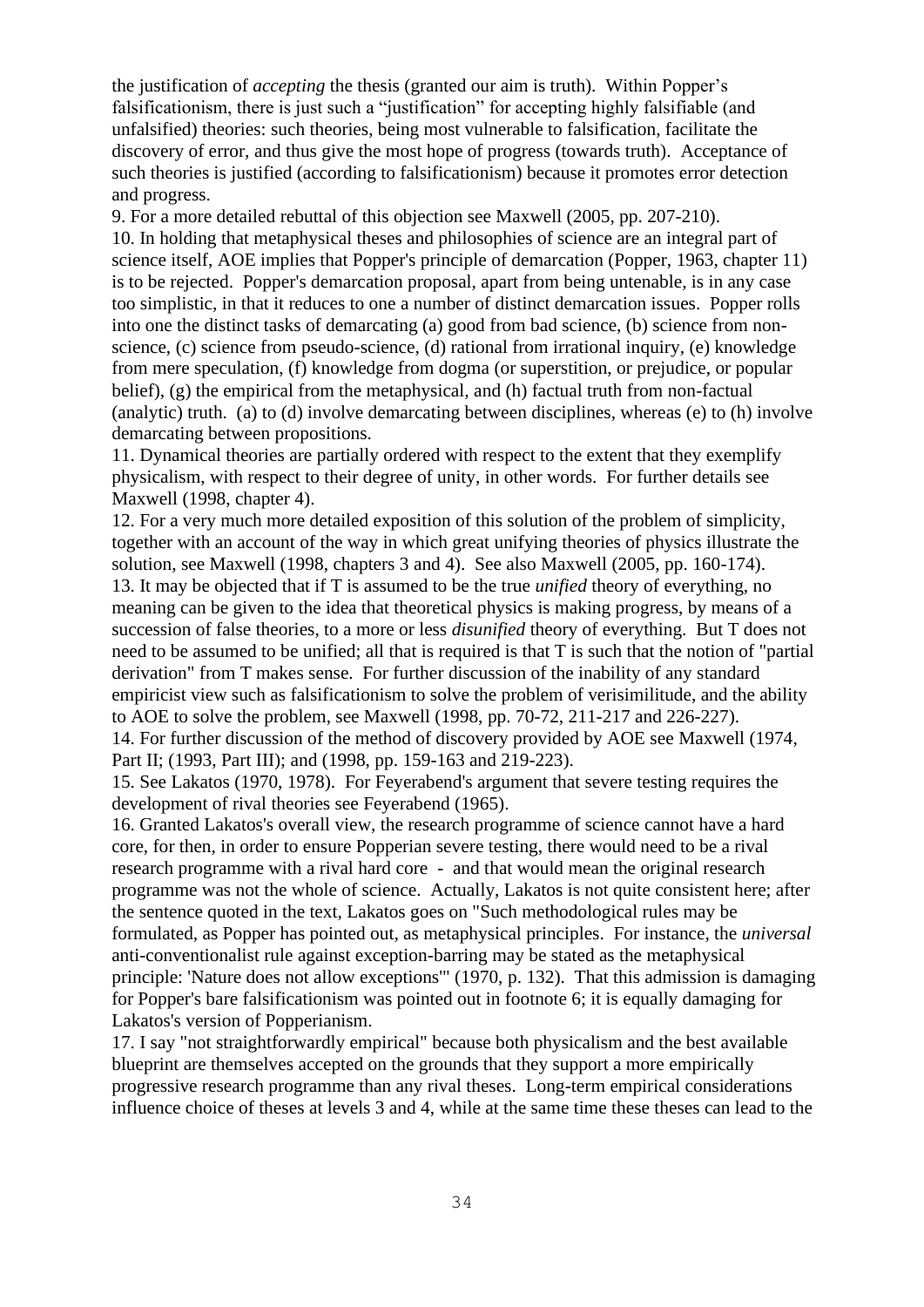the justification of *accepting* the thesis (granted our aim is truth). Within Popper's falsificationism, there is just such a "justification" for accepting highly falsifiable (and unfalsified) theories: such theories, being most vulnerable to falsification, facilitate the discovery of error, and thus give the most hope of progress (towards truth). Acceptance of such theories is justified (according to falsificationism) because it promotes error detection and progress.

9. For a more detailed rebuttal of this objection see Maxwell (2005, pp. 207-210).

10. In holding that metaphysical theses and philosophies of science are an integral part of science itself, AOE implies that Popper's principle of demarcation (Popper, 1963, chapter 11) is to be rejected. Popper's demarcation proposal, apart from being untenable, is in any case too simplistic, in that it reduces to one a number of distinct demarcation issues. Popper rolls into one the distinct tasks of demarcating (a) good from bad science, (b) science from non-science, (c) science from pseudo-science, (d) rational from irrational inquiry, (e) knowledge from mere speculation, (f) knowledge from dogma (or superstition, or prejudice, or popular belief), (g) the empirical from the metaphysical, and (h) factual truth from non-factual (analytic) truth. (a) to (d) involve demarcating between disciplines, whereas (e) to (h) involve demarcating between propositions.

11. Dynamical theories are partially ordered with respect to the extent that they exemplify physicalism, with respect to their degree of unity, in other words. For further details see Maxwell (1998, chapter 4).

12. For a very much more detailed exposition of this solution of the problem of simplicity, together with an account of the way in which great unifying theories of physics illustrate the solution, see Maxwell (1998, chapters 3 and 4). See also Maxwell (2005, pp. 160-174).

13. It may be objected that if T is assumed to be the true *unified* theory of everything, no meaning can be given to the idea that theoretical physics is making progress, by means of a succession of false theories, to a more or less *disunified* theory of everything. But T does not need to be assumed to be unified; all that is required is that T is such that the notion of "partial derivation" from T makes sense. For further discussion of the inability of any standard empiricist view such as falsificationism to solve the problem of verisimilitude, and the ability to AOE to solve the problem, see Maxwell (1998, pp. 70-72, 211-217 and 226-227).

14. For further discussion of the method of discovery provided by AOE see Maxwell (1974, Part II; (1993, Part III); and (1998, pp. 159-163 and 219-223).

15. See Lakatos (1970, 1978). For Feyerabend's argument that severe testing requires the development of rival theories see Feyerabend (1965).

16. Granted Lakatos's overall view, the research programme of science cannot have a hard core, for then, in order to ensure Popperian severe testing, there would need to be a rival research programme with a rival hard core - and that would mean the original research programme was not the whole of science. Actually, Lakatos is not quite consistent here; after the sentence quoted in the text, Lakatos goes on "Such methodological rules may be formulated, as Popper has pointed out, as metaphysical principles. For instance, the *universal* anti-conventionalist rule against exception-barring may be stated as the metaphysical principle: 'Nature does not allow exceptions'" (1970, p. 132). That this admission is damaging for Popper's bare falsificationism was pointed out in footnote 6; it is equally damaging for Lakatos's version of Popperianism.

17. I say "not straightforwardly empirical" because both physicalism and the best available blueprint are themselves accepted on the grounds that they support a more empirically progressive research programme than any rival theses. Long-term empirical considerations influence choice of theses at levels 3 and 4, while at the same time these theses can lead to the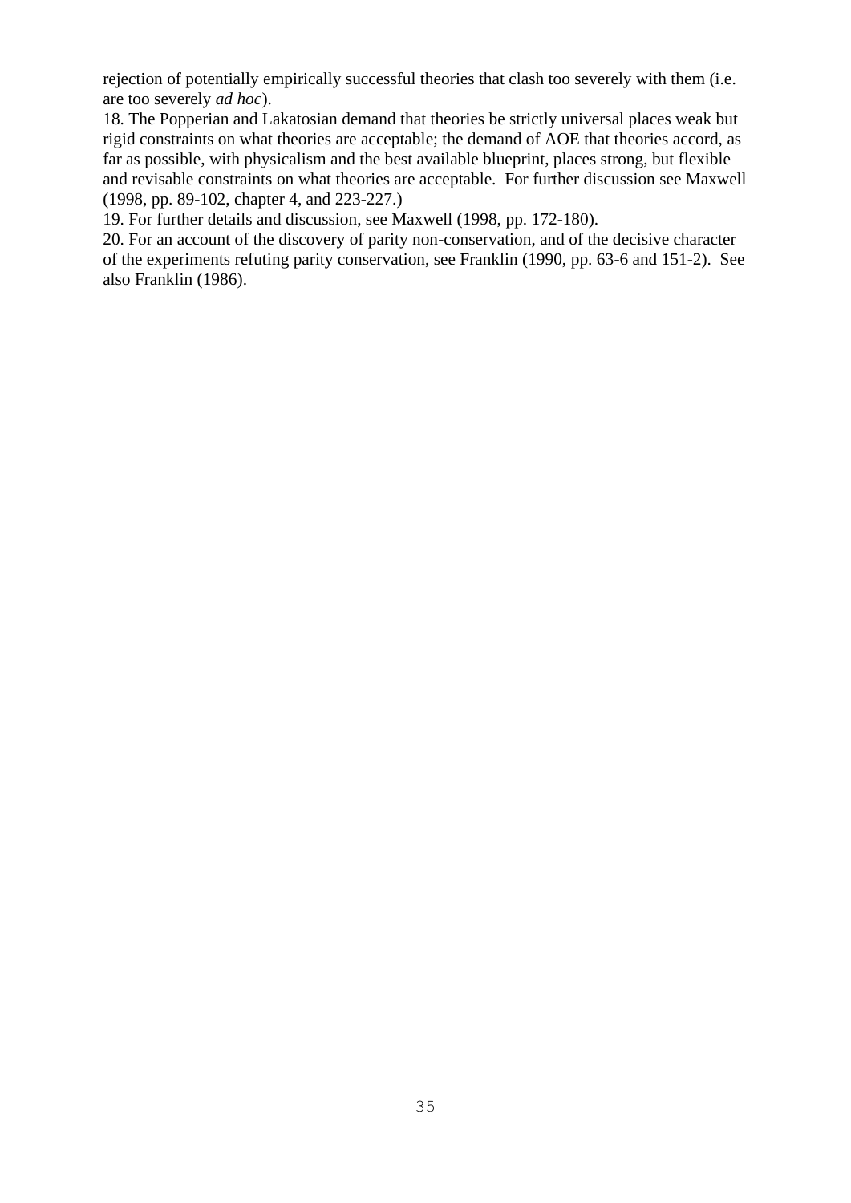rejection of potentially empirically successful theories that clash too severely with them (i.e. are too severely *ad hoc*).

18. The Popperian and Lakatosian demand that theories be strictly universal places weak but rigid constraints on what theories are acceptable; the demand of AOE that theories accord, as far as possible, with physicalism and the best available blueprint, places strong, but flexible and revisable constraints on what theories are acceptable. For further discussion see Maxwell (1998, pp. 89-102, chapter 4, and 223-227.)

19. For further details and discussion, see Maxwell (1998, pp. 172-180).

20. For an account of the discovery of parity non-conservation, and of the decisive character of the experiments refuting parity conservation, see Franklin (1990, pp. 63-6 and 151-2). See also Franklin (1986).